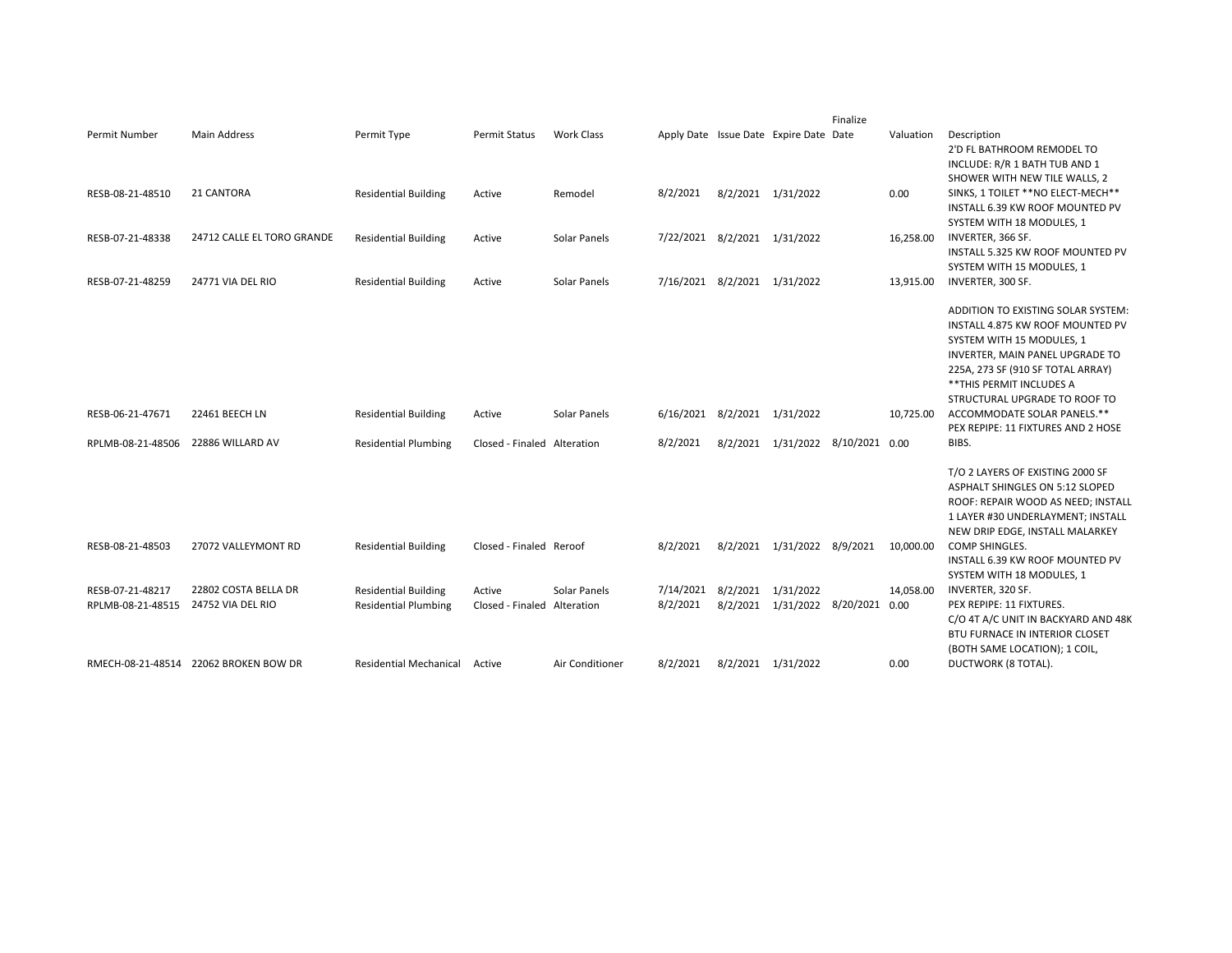| Permit Number | Main Address | Permit Type | Permit Status | Work Class | Apply Date | Issue Date | Expire Date | Finalize Date | Valuation | Description |
|---|---|---|---|---|---|---|---|---|---|---|
| RESB-08-21-48510 | 21 CANTORA | Residential Building | Active | Remodel | 8/2/2021 | 8/2/2021 | 1/31/2022 | | 0.00 | 2'D FL BATHROOM REMODEL TO INCLUDE: R/R 1 BATH TUB AND 1 SHOWER WITH NEW TILE WALLS, 2 SINKS, 1 TOILET **NO ELECT-MECH** |
| RESB-07-21-48338 | 24712 CALLE EL TORO GRANDE | Residential Building | Active | Solar Panels | 7/22/2021 | 8/2/2021 | 1/31/2022 | | 16,258.00 | INSTALL 6.39 KW ROOF MOUNTED PV SYSTEM WITH 18 MODULES, 1 INVERTER, 366 SF. |
| RESB-07-21-48259 | 24771 VIA DEL RIO | Residential Building | Active | Solar Panels | 7/16/2021 | 8/2/2021 | 1/31/2022 | | 13,915.00 | INSTALL 5.325 KW ROOF MOUNTED PV SYSTEM WITH 15 MODULES, 1 INVERTER, 300 SF. |
| RESB-06-21-47671 | 22461 BEECH LN | Residential Building | Active | Solar Panels | 6/16/2021 | 8/2/2021 | 1/31/2022 | | 10,725.00 | ADDITION TO EXISTING SOLAR SYSTEM: INSTALL 4.875 KW ROOF MOUNTED PV SYSTEM WITH 15 MODULES, 1 INVERTER, MAIN PANEL UPGRADE TO 225A, 273 SF (910 SF TOTAL ARRAY) **THIS PERMIT INCLUDES A STRUCTURAL UPGRADE TO ROOF TO ACCOMMODATE SOLAR PANELS.** |
| RPLMB-08-21-48506 | 22886 WILLARD AV | Residential Plumbing | Closed - Finaled | Alteration | 8/2/2021 | 8/2/2021 | 1/31/2022 | 8/10/2021 | 0.00 | PEX REPIPE: 11 FIXTURES AND 2 HOSE BIBS. |
| RESB-08-21-48503 | 27072 VALLEYMONT RD | Residential Building | Closed - Finaled | Reroof | 8/2/2021 | 8/2/2021 | 1/31/2022 | 8/9/2021 | 10,000.00 | T/O 2 LAYERS OF EXISTING 2000 SF ASPHALT SHINGLES ON 5:12 SLOPED ROOF: REPAIR WOOD AS NEED; INSTALL 1 LAYER #30 UNDERLAYMENT; INSTALL NEW DRIP EDGE, INSTALL MALARKEY COMP SHINGLES. |
| RESB-07-21-48217 | 22802 COSTA BELLA DR | Residential Building | Active | Solar Panels | 7/14/2021 | 8/2/2021 | 1/31/2022 | | 14,058.00 | INSTALL 6.39 KW ROOF MOUNTED PV SYSTEM WITH 18 MODULES, 1 INVERTER, 320 SF. |
| RPLMB-08-21-48515 | 24752 VIA DEL RIO | Residential Plumbing | Closed - Finaled | Alteration | 8/2/2021 | 8/2/2021 | 1/31/2022 | 8/20/2021 | 0.00 | PEX REPIPE: 11 FIXTURES. |
| RMECH-08-21-48514 | 22062 BROKEN BOW DR | Residential Mechanical | Active | Air Conditioner | 8/2/2021 | 8/2/2021 | 1/31/2022 | | 0.00 | C/O 4T A/C UNIT IN BACKYARD AND 48K BTU FURNACE IN INTERIOR CLOSET (BOTH SAME LOCATION); 1 COIL, DUCTWORK (8 TOTAL). |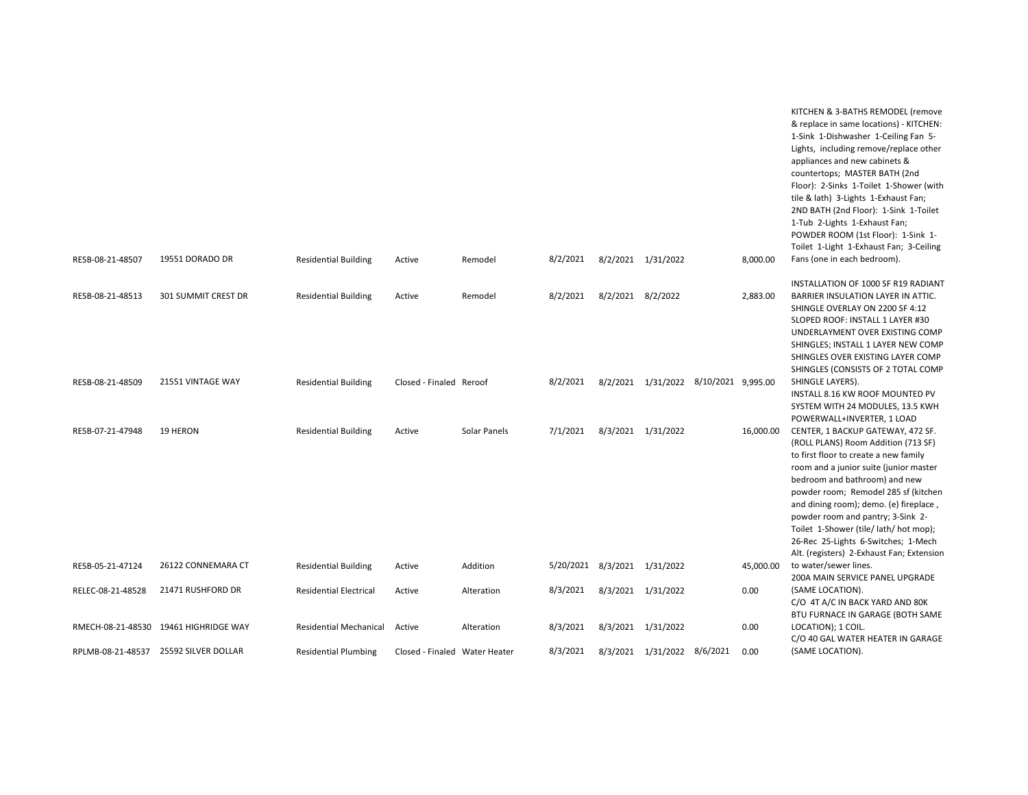| | | | | | | | | | | |
|---|---|---|---|---|---|---|---|---|---|---|
| RESB-08-21-48507 | 19551 DORADO DR | Residential Building | Active | Remodel | 8/2/2021 | 8/2/2021 | 1/31/2022 | | 8,000.00 | KITCHEN & 3-BATHS REMODEL (remove & replace in same locations) - KITCHEN: 1-Sink 1-Dishwasher 1-Ceiling Fan 5-Lights, including remove/replace other appliances and new cabinets & countertops; MASTER BATH (2nd Floor): 2-Sinks 1-Toilet 1-Shower (with tile & lath) 3-Lights 1-Exhaust Fan; 2ND BATH (2nd Floor): 1-Sink 1-Toilet 1-Tub 2-Lights 1-Exhaust Fan; POWDER ROOM (1st Floor): 1-Sink 1-Toilet 1-Light 1-Exhaust Fan; 3-Ceiling Fans (one in each bedroom). |
| RESB-08-21-48513 | 301 SUMMIT CREST DR | Residential Building | Active | Remodel | 8/2/2021 | 8/2/2021 | 8/2/2022 | | 2,883.00 | INSTALLATION OF 1000 SF R19 RADIANT BARRIER INSULATION LAYER IN ATTIC. |
| RESB-08-21-48509 | 21551 VINTAGE WAY | Residential Building | Closed - Finaled | Reroof | 8/2/2021 | 8/2/2021 | 1/31/2022 | 8/10/2021 | 9,995.00 | SHINGLE OVERLAY ON 2200 SF 4:12 SLOPED ROOF: INSTALL 1 LAYER #30 UNDERLAYMENT OVER EXISTING COMP SHINGLES; INSTALL 1 LAYER NEW COMP SHINGLES OVER EXISTING LAYER COMP SHINGLES (CONSISTS OF 2 TOTAL COMP SHINGLE LAYERS). |
| RESB-07-21-47948 | 19 HERON | Residential Building | Active | Solar Panels | 7/1/2021 | 8/3/2021 | 1/31/2022 | | 16,000.00 | INSTALL 8.16 KW ROOF MOUNTED PV SYSTEM WITH 24 MODULES, 13.5 KWH POWERWALL+INVERTER, 1 LOAD CENTER, 1 BACKUP GATEWAY, 472 SF. |
| RESB-05-21-47124 | 26122 CONNEMARA CT | Residential Building | Active | Addition | 5/20/2021 | 8/3/2021 | 1/31/2022 | | 45,000.00 | (ROLL PLANS) Room Addition (713 SF) to first floor to create a new family room and a junior suite (junior master bedroom and bathroom) and new powder room; Remodel 285 sf (kitchen and dining room); demo. (e) fireplace , powder room and pantry; 3-Sink 2-Toilet 1-Shower (tile/ lath/ hot mop); 26-Rec 25-Lights 6-Switches; 1-Mech Alt. (registers) 2-Exhaust Fan; Extension to water/sewer lines. |
| RELEC-08-21-48528 | 21471 RUSHFORD DR | Residential Electrical | Active | Alteration | 8/3/2021 | 8/3/2021 | 1/31/2022 | | 0.00 | 200A MAIN SERVICE PANEL UPGRADE (SAME LOCATION). |
| RMECH-08-21-48530 | 19461 HIGHRIDGE WAY | Residential Mechanical | Active | Alteration | 8/3/2021 | 8/3/2021 | 1/31/2022 | | 0.00 | C/O 4T A/C IN BACK YARD AND 80K BTU FURNACE IN GARAGE (BOTH SAME LOCATION); 1 COIL. |
| RPLMB-08-21-48537 | 25592 SILVER DOLLAR | Residential Plumbing | Closed - Finaled | Water Heater | 8/3/2021 | 8/3/2021 | 1/31/2022 | 8/6/2021 | 0.00 | C/O 40 GAL WATER HEATER IN GARAGE (SAME LOCATION). |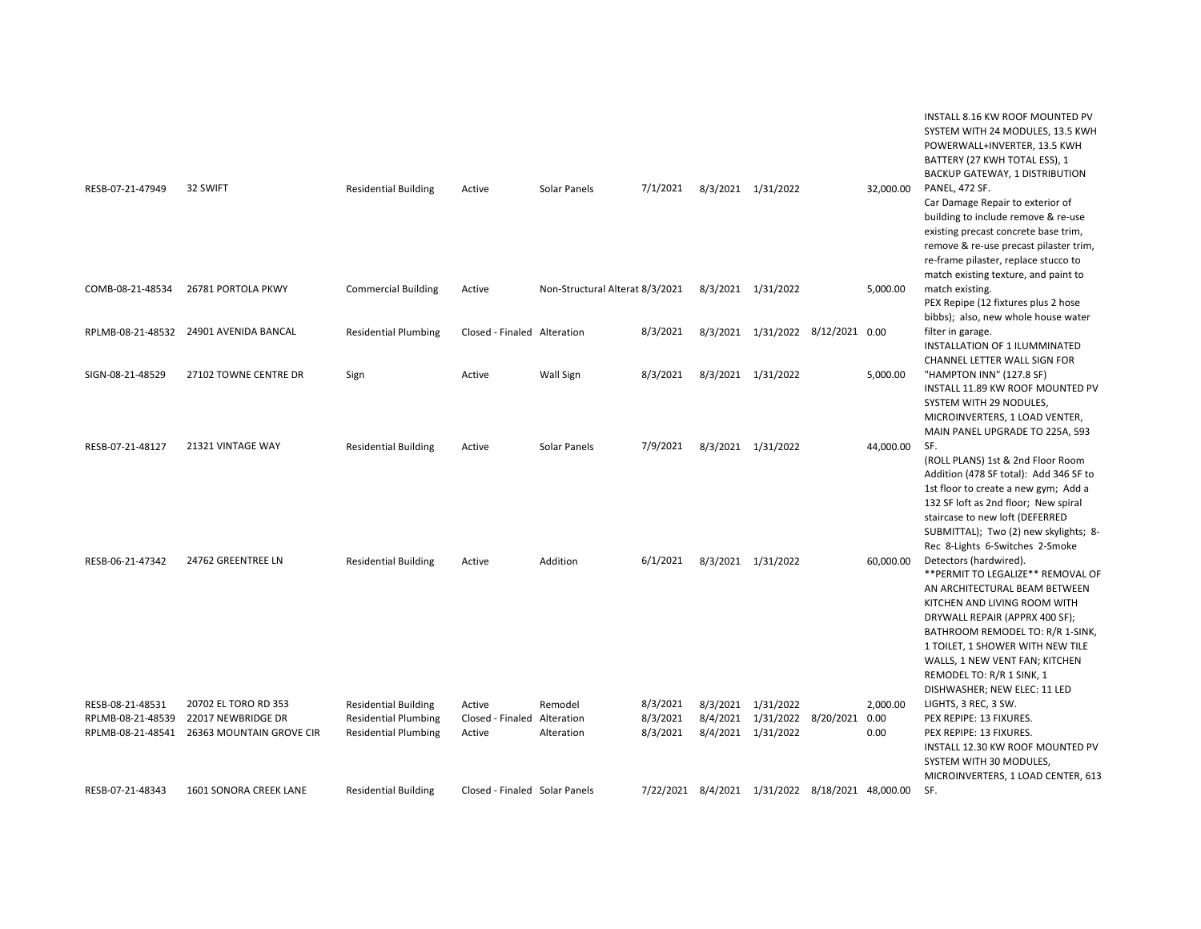| | | | | | | | | | | |
|---|---|---|---|---|---|---|---|---|---|---|
| RESB-07-21-47949 | 32 SWIFT | Residential Building | Active | Solar Panels | 7/1/2021 | 8/3/2021 | 1/31/2022 | | 32,000.00 | INSTALL 8.16 KW ROOF MOUNTED PV SYSTEM WITH 24 MODULES, 13.5 KWH POWERWALL+INVERTER, 13.5 KWH BATTERY (27 KWH TOTAL ESS), 1 BACKUP GATEWAY, 1 DISTRIBUTION PANEL, 472 SF. |
| COMB-08-21-48534 | 26781 PORTOLA PKWY | Commercial Building | Active | Non-Structural Alterat | 8/3/2021 | 8/3/2021 | 1/31/2022 | | 5,000.00 | Car Damage Repair to exterior of building to include remove & re-use existing precast concrete base trim, remove & re-use precast pilaster trim, re-frame pilaster, replace stucco to match existing texture, and paint to match existing. |
| RPLMB-08-21-48532 | 24901 AVENIDA BANCAL | Residential Plumbing | Closed - Finaled | Alteration | 8/3/2021 | 8/3/2021 | 1/31/2022 | 8/12/2021 | 0.00 | PEX Repipe (12 fixtures plus 2 hose bibbs); also, new whole house water filter in garage. |
| SIGN-08-21-48529 | 27102 TOWNE CENTRE DR | Sign | Active | Wall Sign | 8/3/2021 | 8/3/2021 | 1/31/2022 | | 5,000.00 | INSTALLATION OF 1 ILUMMINATED CHANNEL LETTER WALL SIGN FOR "HAMPTON INN" (127.8 SF) |
| RESB-07-21-48127 | 21321 VINTAGE WAY | Residential Building | Active | Solar Panels | 7/9/2021 | 8/3/2021 | 1/31/2022 | | 44,000.00 | INSTALL 11.89 KW ROOF MOUNTED PV SYSTEM WITH 29 NODULES, MICROINVERTERS, 1 LOAD VENTER, MAIN PANEL UPGRADE TO 225A, 593 SF. |
| RESB-06-21-47342 | 24762 GREENTREE LN | Residential Building | Active | Addition | 6/1/2021 | 8/3/2021 | 1/31/2022 | | 60,000.00 | (ROLL PLANS) 1st & 2nd Floor Room Addition (478 SF total): Add 346 SF to 1st floor to create a new gym; Add a 132 SF loft as 2nd floor; New spiral staircase to new loft (DEFERRED SUBMITTAL); Two (2) new skylights; 8-Rec 8-Lights 6-Switches 2-Smoke Detectors (hardwired). |
| RESB-08-21-48531 | 20702 EL TORO RD 353 | Residential Building | Active | Remodel | 8/3/2021 | 8/3/2021 | 1/31/2022 | | 2,000.00 | **PERMIT TO LEGALIZE** REMOVAL OF AN ARCHITECTURAL BEAM BETWEEN KITCHEN AND LIVING ROOM WITH DRYWALL REPAIR (APPRX 400 SF); BATHROOM REMODEL TO: R/R 1-SINK, 1 TOILET, 1 SHOWER WITH NEW TILE WALLS, 1 NEW VENT FAN; KITCHEN REMODEL TO: R/R 1 SINK, 1 DISHWASHER; NEW ELEC: 11 LED LIGHTS, 3 REC, 3 SW. |
| RPLMB-08-21-48539 | 22017 NEWBRIDGE DR | Residential Plumbing | Closed - Finaled | Alteration | 8/3/2021 | 8/4/2021 | 1/31/2022 | 8/20/2021 | 0.00 | PEX REPIPE: 13 FIXURES. |
| RPLMB-08-21-48541 | 26363 MOUNTAIN GROVE CIR | Residential Plumbing | Active | Alteration | 8/3/2021 | 8/4/2021 | 1/31/2022 | | 0.00 | PEX REPIPE: 13 FIXURES. |
| RESB-07-21-48343 | 1601 SONORA CREEK LANE | Residential Building | Closed - Finaled | Solar Panels | 7/22/2021 | 8/4/2021 | 1/31/2022 | 8/18/2021 | 48,000.00 | INSTALL 12.30 KW ROOF MOUNTED PV SYSTEM WITH 30 MODULES, MICROINVERTERS, 1 LOAD CENTER, 613 SF. |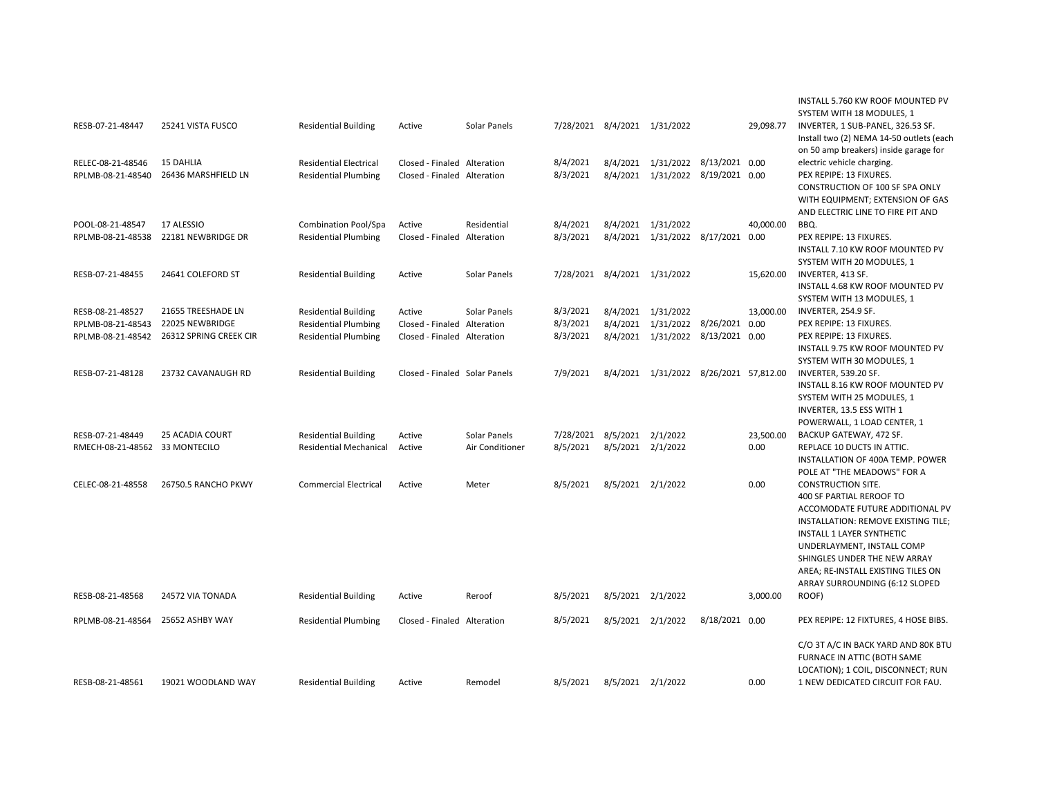| | | | | | | | | | | |
|---|---|---|---|---|---|---|---|---|---|---|
| RESB-07-21-48447 | 25241 VISTA FUSCO | Residential Building | Active | Solar Panels | 7/28/2021 | 8/4/2021 | 1/31/2022 | | 29,098.77 | INSTALL 5.760 KW ROOF MOUNTED PV SYSTEM WITH 18 MODULES, 1 INVERTER, 1 SUB-PANEL, 326.53 SF. |
| RELEC-08-21-48546 | 15 DAHLIA | Residential Electrical | Closed - Finaled | Alteration | 8/4/2021 | 8/4/2021 | 1/31/2022 | 8/13/2021 | 0.00 | Install two (2) NEMA 14-50 outlets (each on 50 amp breakers) inside garage for electric vehicle charging. |
| RPLMB-08-21-48540 | 26436 MARSHFIELD LN | Residential Plumbing | Closed - Finaled | Alteration | 8/3/2021 | 8/4/2021 | 1/31/2022 | 8/19/2021 | 0.00 | PEX REPIPE: 13 FIXURES. |
| POOL-08-21-48547 | 17 ALESSIO | Combination Pool/Spa | Active | Residential | 8/4/2021 | 8/4/2021 | 1/31/2022 | | 40,000.00 | CONSTRUCTION OF 100 SF SPA ONLY WITH EQUIPMENT; EXTENSION OF GAS AND ELECTRIC LINE TO FIRE PIT AND BBQ. |
| RPLMB-08-21-48538 | 22181 NEWBRIDGE DR | Residential Plumbing | Closed - Finaled | Alteration | 8/3/2021 | 8/4/2021 | 1/31/2022 | 8/17/2021 | 0.00 | PEX REPIPE: 13 FIXURES. |
| RESB-07-21-48455 | 24641 COLEFORD ST | Residential Building | Active | Solar Panels | 7/28/2021 | 8/4/2021 | 1/31/2022 | | 15,620.00 | INSTALL 7.10 KW ROOF MOUNTED PV SYSTEM WITH 20 MODULES, 1 INVERTER, 413 SF. |
| RESB-08-21-48527 | 21655 TREESHADE LN | Residential Building | Active | Solar Panels | 8/3/2021 | 8/4/2021 | 1/31/2022 | | 13,000.00 | INSTALL 4.68 KW ROOF MOUNTED PV SYSTEM WITH 13 MODULES, 1 INVERTER, 254.9 SF. |
| RPLMB-08-21-48543 | 22025 NEWBRIDGE | Residential Plumbing | Closed - Finaled | Alteration | 8/3/2021 | 8/4/2021 | 1/31/2022 | 8/26/2021 | 0.00 | PEX REPIPE: 13 FIXURES. |
| RPLMB-08-21-48542 | 26312 SPRING CREEK CIR | Residential Plumbing | Closed - Finaled | Alteration | 8/3/2021 | 8/4/2021 | 1/31/2022 | 8/13/2021 | 0.00 | PEX REPIPE: 13 FIXURES. |
| RESB-07-21-48128 | 23732 CAVANAUGH RD | Residential Building | Closed - Finaled | Solar Panels | 7/9/2021 | 8/4/2021 | 1/31/2022 | 8/26/2021 | 57,812.00 | INSTALL 9.75 KW ROOF MOUNTED PV SYSTEM WITH 30 MODULES, 1 INVERTER, 539.20 SF. |
| RESB-07-21-48449 | 25 ACADIA COURT | Residential Building | Active | Solar Panels | 7/28/2021 | 8/5/2021 | 2/1/2022 | | 23,500.00 | INSTALL 8.16 KW ROOF MOUNTED PV SYSTEM WITH 25 MODULES, 1 INVERTER, 13.5 ESS WITH 1 POWERWALL, 1 LOAD CENTER, 1 BACKUP GATEWAY, 472 SF. |
| RMECH-08-21-48562 | 33 MONTECILO | Residential Mechanical | Active | Air Conditioner | 8/5/2021 | 8/5/2021 | 2/1/2022 | | 0.00 | REPLACE 10 DUCTS IN ATTIC. |
| CELEC-08-21-48558 | 26750.5 RANCHO PKWY | Commercial Electrical | Active | Meter | 8/5/2021 | 8/5/2021 | 2/1/2022 | | 0.00 | INSTALLATION OF 400A TEMP. POWER POLE AT "THE MEADOWS" FOR A CONSTRUCTION SITE. |
| RESB-08-21-48568 | 24572 VIA TONADA | Residential Building | Active | Reroof | 8/5/2021 | 8/5/2021 | 2/1/2022 | | 3,000.00 | 400 SF PARTIAL REROOF TO ACCOMODATE FUTURE ADDITIONAL PV INSTALLATION: REMOVE EXISTING TILE; INSTALL 1 LAYER SYNTHETIC UNDERLAYMENT, INSTALL COMP SHINGLES UNDER THE NEW ARRAY AREA; RE-INSTALL EXISTING TILES ON ARRAY SURROUNDING (6:12 SLOPED ROOF) |
| RPLMB-08-21-48564 | 25652 ASHBY WAY | Residential Plumbing | Closed - Finaled | Alteration | 8/5/2021 | 8/5/2021 | 2/1/2022 | 8/18/2021 | 0.00 | PEX REPIPE: 12 FIXTURES, 4 HOSE BIBS. |
| RESB-08-21-48561 | 19021 WOODLAND WAY | Residential Building | Active | Remodel | 8/5/2021 | 8/5/2021 | 2/1/2022 | | 0.00 | C/O 3T A/C IN BACK YARD AND 80K BTU FURNACE IN ATTIC (BOTH SAME LOCATION); 1 COIL, DISCONNECT; RUN 1 NEW DEDICATED CIRCUIT FOR FAU. |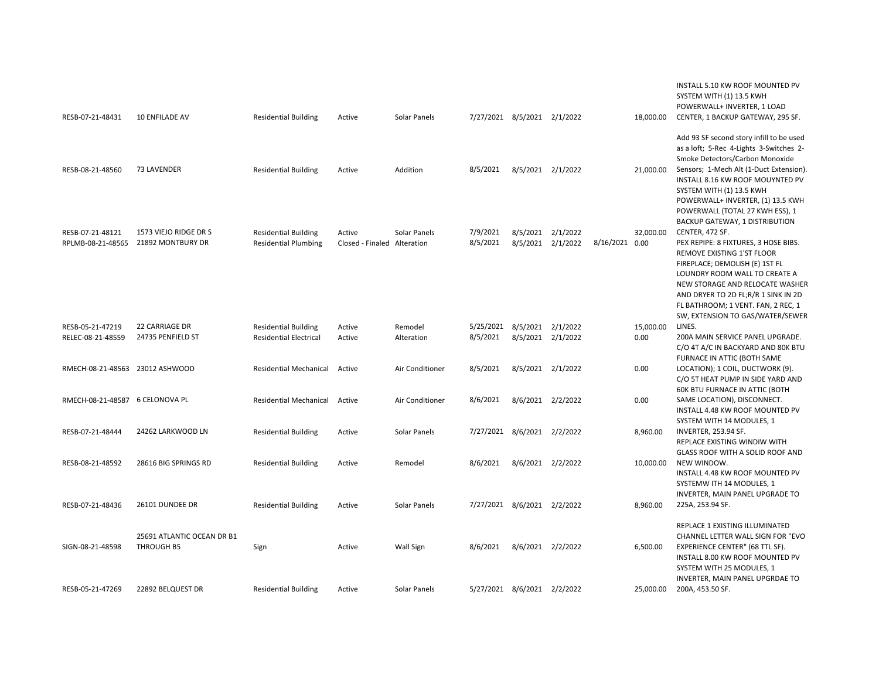| | | | | | | | | | | |
|---|---|---|---|---|---|---|---|---|---|---|
| RESB-07-21-48431 | 10 ENFILADE AV | Residential Building | Active | Solar Panels | 7/27/2021 | 8/5/2021 | 2/1/2022 | | 18,000.00 | INSTALL 5.10 KW ROOF MOUNTED PV SYSTEM WITH (1) 13.5 KWH POWERWALL+ INVERTER, 1 LOAD CENTER, 1 BACKUP GATEWAY, 295 SF. |
| RESB-08-21-48560 | 73 LAVENDER | Residential Building | Active | Addition | 8/5/2021 | 8/5/2021 | 2/1/2022 | | 21,000.00 | Add 93 SF second story infill to be used as a loft; 5-Rec 4-Lights 3-Switches 2-Smoke Detectors/Carbon Monoxide Sensors; 1-Mech Alt (1-Duct Extension). |
| RESB-07-21-48121 | 1573 VIEJO RIDGE DR S | Residential Building | Active | Solar Panels | 7/9/2021 | 8/5/2021 | 2/1/2022 | | 32,000.00 | INSTALL 8.16 KW ROOF MOUYNTED PV SYSTEM WITH (1) 13.5 KWH POWERWALL+ INVERTER, (1) 13.5 KWH POWERWALL (TOTAL 27 KWH ESS), 1 BACKUP GATEWAY, 1 DISTRIBUTION CENTER, 472 SF. |
| RPLMB-08-21-48565 | 21892 MONTBURY DR | Residential Plumbing | Closed - Finaled | Alteration | 8/5/2021 | 8/5/2021 | 2/1/2022 | 8/16/2021 | 0.00 | PEX REPIPE: 8 FIXTURES, 3 HOSE BIBS. |
| RESB-05-21-47219 | 22 CARRIAGE DR | Residential Building | Active | Remodel | 5/25/2021 | 8/5/2021 | 2/1/2022 | | 15,000.00 | REMOVE EXISTING 1'ST FLOOR FIREPLACE; DEMOLISH (E) 1ST FL LOUNDRY ROOM WALL TO CREATE A NEW STORAGE AND RELOCATE WASHER AND DRYER TO 2D FL;R/R 1 SINK IN 2D FL BATHROOM; 1 VENT. FAN, 2 REC, 1 SW, EXTENSION TO GAS/WATER/SEWER LINES. |
| RELEC-08-21-48559 | 24735 PENFIELD ST | Residential Electrical | Active | Alteration | 8/5/2021 | 8/5/2021 | 2/1/2022 | | 0.00 | 200A MAIN SERVICE PANEL UPGRADE. |
| RMECH-08-21-48563 | 23012 ASHWOOD | Residential Mechanical | Active | Air Conditioner | 8/5/2021 | 8/5/2021 | 2/1/2022 | | 0.00 | C/O 4T A/C IN BACKYARD AND 80K BTU FURNACE IN ATTIC (BOTH SAME LOCATION); 1 COIL, DUCTWORK (9). |
| RMECH-08-21-48587 | 6 CELONOVA PL | Residential Mechanical | Active | Air Conditioner | 8/6/2021 | 8/6/2021 | 2/2/2022 | | 0.00 | C/O 5T HEAT PUMP IN SIDE YARD AND 60K BTU FURNACE IN ATTIC (BOTH SAME LOCATION), DISCONNECT. |
| RESB-07-21-48444 | 24262 LARKWOOD LN | Residential Building | Active | Solar Panels | 7/27/2021 | 8/6/2021 | 2/2/2022 | | 8,960.00 | INSTALL 4.48 KW ROOF MOUNTED PV SYSTEM WITH 14 MODULES, 1 INVERTER, 253.94 SF. |
| RESB-08-21-48592 | 28616 BIG SPRINGS RD | Residential Building | Active | Remodel | 8/6/2021 | 8/6/2021 | 2/2/2022 | | 10,000.00 | REPLACE EXISTING WINDIW WITH GLASS ROOF WITH A SOLID ROOF AND NEW WINDOW. |
| RESB-07-21-48436 | 26101 DUNDEE DR | Residential Building | Active | Solar Panels | 7/27/2021 | 8/6/2021 | 2/2/2022 | | 8,960.00 | INSTALL 4.48 KW ROOF MOUNTED PV SYSTEMW ITH 14 MODULES, 1 INVERTER, MAIN PANEL UPGRADE TO 225A, 253.94 SF. |
| SIGN-08-21-48598 | 25691 ATLANTIC OCEAN DR B1 THROUGH B5 | Sign | Active | Wall Sign | 8/6/2021 | 8/6/2021 | 2/2/2022 | | 6,500.00 | REPLACE 1 EXISTING ILLUMINATED CHANNEL LETTER WALL SIGN FOR "EVO EXPERIENCE CENTER" (68 TTL SF). |
| RESB-05-21-47269 | 22892 BELQUEST DR | Residential Building | Active | Solar Panels | 5/27/2021 | 8/6/2021 | 2/2/2022 | | 25,000.00 | INSTALL 8.00 KW ROOF MOUNTED PV SYSTEM WITH 25 MODULES, 1 INVERTER, MAIN PANEL UPGRDAE TO 200A, 453.50 SF. |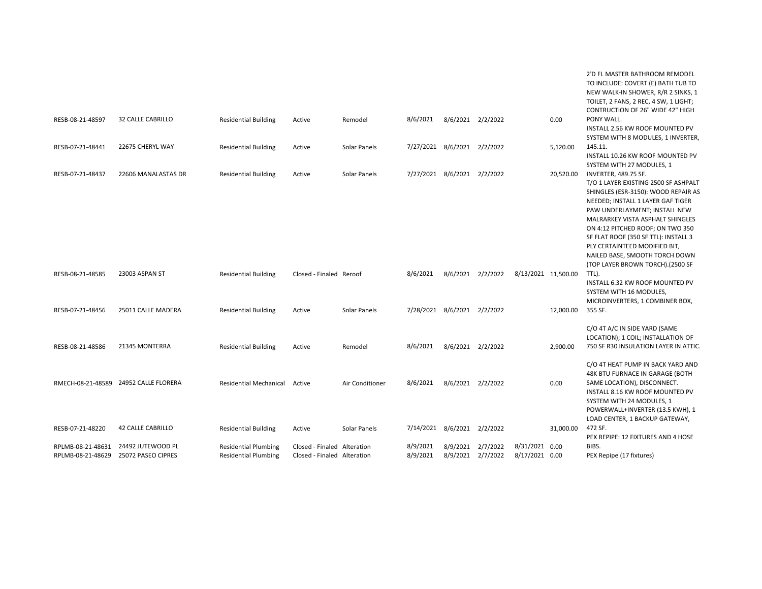| | | | | | | | | | | |
|---|---|---|---|---|---|---|---|---|---|---|
| RESB-08-21-48597 | 32 CALLE CABRILLO | Residential Building | Active | Remodel | 8/6/2021 | 8/6/2021 | 2/2/2022 | | 0.00 | 2'D FL MASTER BATHROOM REMODEL TO INCLUDE: COVERT (E) BATH TUB TO NEW WALK-IN SHOWER, R/R 2 SINKS, 1 TOILET, 2 FANS, 2 REC, 4 SW, 1 LIGHT; CONTRUCTION OF 26" WIDE 42" HIGH PONY WALL. |
| RESB-07-21-48441 | 22675 CHERYL WAY | Residential Building | Active | Solar Panels | 7/27/2021 | 8/6/2021 | 2/2/2022 | | 5,120.00 | INSTALL 2.56 KW ROOF MOUNTED PV SYSTEM WITH 8 MODULES, 1 INVERTER, 145.11. |
| RESB-07-21-48437 | 22606 MANALASTAS DR | Residential Building | Active | Solar Panels | 7/27/2021 | 8/6/2021 | 2/2/2022 | | 20,520.00 | INSTALL 10.26 KW ROOF MOUNTED PV SYSTEM WITH 27 MODULES, 1 INVERTER, 489.75 SF. |
| RESB-08-21-48585 | 23003 ASPAN ST | Residential Building | Closed - Finaled | Reroof | 8/6/2021 | 8/6/2021 | 2/2/2022 | 8/13/2021 | 11,500.00 | T/O 1 LAYER EXISTING 2500 SF ASHPALT SHINGLES (ESR-3150): WOOD REPAIR AS NEEDED; INSTALL 1 LAYER GAF TIGER PAW UNDERLAYMENT; INSTALL NEW MALRARKEY VISTA ASPHALT SHINGLES ON 4:12 PITCHED ROOF; ON TWO 350 SF FLAT ROOF (350 SF TTL): INSTALL 3 PLY CERTAINTEED MODIFIED BIT, NAILED BASE, SMOOTH TORCH DOWN (TOP LAYER BROWN TORCH).(2500 SF TTL). |
| RESB-07-21-48456 | 25011 CALLE MADERA | Residential Building | Active | Solar Panels | 7/28/2021 | 8/6/2021 | 2/2/2022 | | 12,000.00 | INSTALL 6.32 KW ROOF MOUNTED PV SYSTEM WITH 16 MODULES, MICROINVERTERS, 1 COMBINER BOX, 355 SF. |
| RESB-08-21-48586 | 21345 MONTERRA | Residential Building | Active | Remodel | 8/6/2021 | 8/6/2021 | 2/2/2022 | | 2,900.00 | C/O 4T A/C IN SIDE YARD (SAME LOCATION); 1 COIL; INSTALLATION OF 750 SF R30 INSULATION LAYER IN ATTIC. |
| RMECH-08-21-48589 | 24952 CALLE FLORERA | Residential Mechanical | Active | Air Conditioner | 8/6/2021 | 8/6/2021 | 2/2/2022 | | 0.00 | C/O 4T HEAT PUMP IN BACK YARD AND 48K BTU FURNACE IN GARAGE (BOTH SAME LOCATION), DISCONNECT. |
| RESB-07-21-48220 | 42 CALLE CABRILLO | Residential Building | Active | Solar Panels | 7/14/2021 | 8/6/2021 | 2/2/2022 | | 31,000.00 | INSTALL 8.16 KW ROOF MOUNTED PV SYSTEM WITH 24 MODULES, 1 POWERWALL+INVERTER (13.5 KWH), 1 LOAD CENTER, 1 BACKUP GATEWAY, 472 SF. |
| RPLMB-08-21-48631 | 24492 JUTEWOOD PL | Residential Plumbing | Closed - Finaled | Alteration | 8/9/2021 | 8/9/2021 | 2/7/2022 | 8/31/2021 | 0.00 | PEX REPIPE: 12 FIXTURES AND 4 HOSE BIBS. |
| RPLMB-08-21-48629 | 25072 PASEO CIPRES | Residential Plumbing | Closed - Finaled | Alteration | 8/9/2021 | 8/9/2021 | 2/7/2022 | 8/17/2021 | 0.00 | PEX Repipe (17 fixtures) |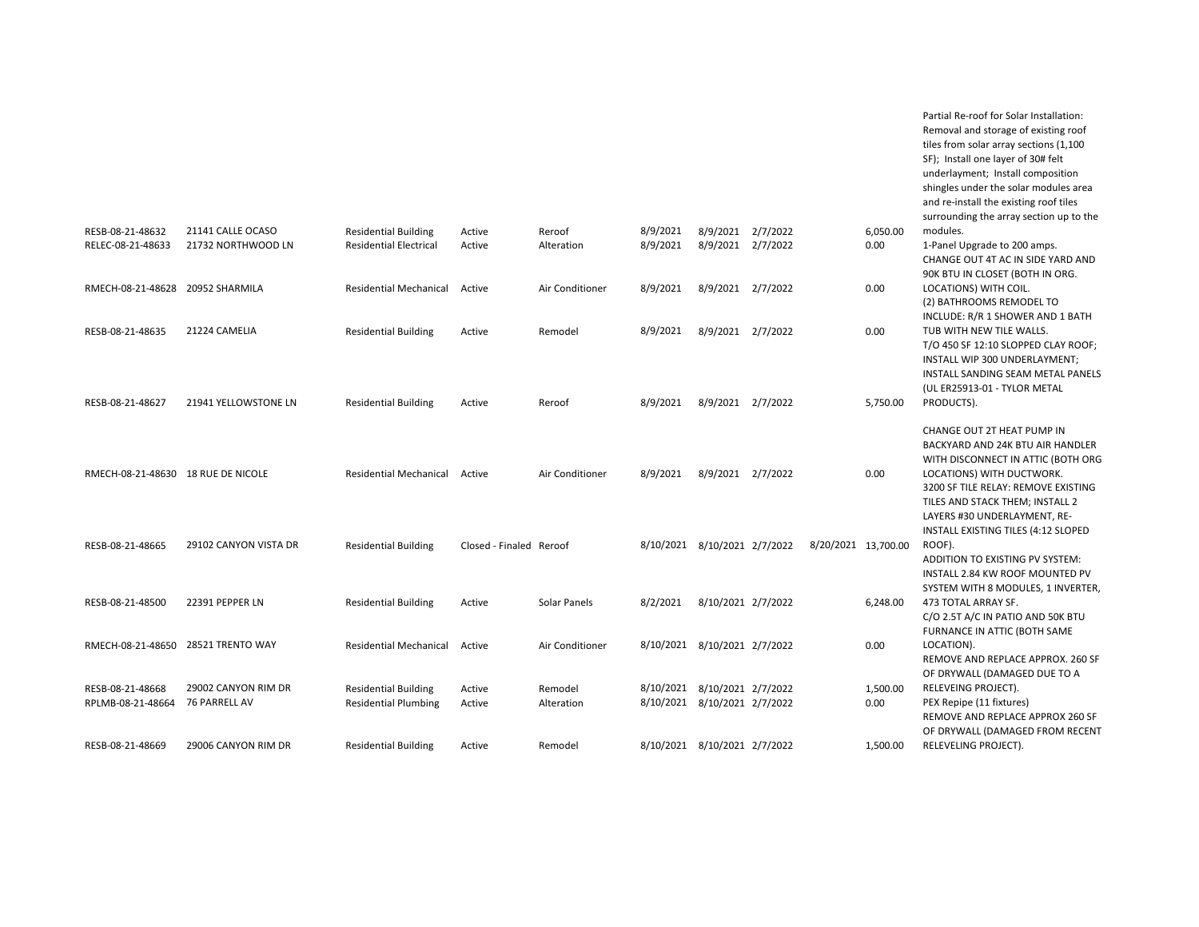| | | | | | | | | | | |
|---|---|---|---|---|---|---|---|---|---|---|
| RESB-08-21-48632 | 21141 CALLE OCASO | Residential Building | Active | Reroof | 8/9/2021 | 8/9/2021 | 2/7/2022 | | 6,050.00 | Partial Re-roof for Solar Installation: Removal and storage of existing roof tiles from solar array sections (1,100 SF); Install one layer of 30# felt underlayment; Install composition shingles under the solar modules area and re-install the existing roof tiles surrounding the array section up to the modules. |
| RELEC-08-21-48633 | 21732 NORTHWOOD LN | Residential Electrical | Active | Alteration | 8/9/2021 | 8/9/2021 | 2/7/2022 | | 0.00 | 1-Panel Upgrade to 200 amps. |
| RMECH-08-21-48628 | 20952 SHARMILA | Residential Mechanical | Active | Air Conditioner | 8/9/2021 | 8/9/2021 | 2/7/2022 | | 0.00 | CHANGE OUT 4T AC IN SIDE YARD AND 90K BTU IN CLOSET (BOTH IN ORG. LOCATIONS) WITH COIL. |
| RESB-08-21-48635 | 21224 CAMELIA | Residential Building | Active | Remodel | 8/9/2021 | 8/9/2021 | 2/7/2022 | | 0.00 | (2) BATHROOMS REMODEL TO INCLUDE: R/R 1 SHOWER AND 1 BATH TUB WITH NEW TILE WALLS. |
| RESB-08-21-48627 | 21941 YELLOWSTONE LN | Residential Building | Active | Reroof | 8/9/2021 | 8/9/2021 | 2/7/2022 | | 5,750.00 | T/O 450 SF 12:10 SLOPPED CLAY ROOF; INSTALL WIP 300 UNDERLAYMENT; INSTALL SANDING SEAM METAL PANELS (UL ER25913-01 - TYLOR METAL PRODUCTS). |
| RMECH-08-21-48630 | 18 RUE DE NICOLE | Residential Mechanical | Active | Air Conditioner | 8/9/2021 | 8/9/2021 | 2/7/2022 | | 0.00 | CHANGE OUT 2T HEAT PUMP IN BACKYARD AND 24K BTU AIR HANDLER WITH DISCONNECT IN ATTIC (BOTH ORG LOCATIONS) WITH DUCTWORK. |
| RESB-08-21-48665 | 29102 CANYON VISTA DR | Residential Building | Closed - Finaled | Reroof | 8/10/2021 | 8/10/2021 | 2/7/2022 | 8/20/2021 | 13,700.00 | 3200 SF TILE RELAY: REMOVE EXISTING TILES AND STACK THEM; INSTALL 2 LAYERS #30 UNDERLAYMENT, RE-INSTALL EXISTING TILES (4:12 SLOPED ROOF). |
| RESB-08-21-48500 | 22391 PEPPER LN | Residential Building | Active | Solar Panels | 8/2/2021 | 8/10/2021 | 2/7/2022 | | 6,248.00 | ADDITION TO EXISTING PV SYSTEM: INSTALL 2.84 KW ROOF MOUNTED PV SYSTEM WITH 8 MODULES, 1 INVERTER, 473 TOTAL ARRAY SF. |
| RMECH-08-21-48650 | 28521 TRENTO WAY | Residential Mechanical | Active | Air Conditioner | 8/10/2021 | 8/10/2021 | 2/7/2022 | | 0.00 | C/O 2.5T A/C IN PATIO AND 50K BTU FURNANCE IN ATTIC (BOTH SAME LOCATION). |
| RESB-08-21-48668 | 29002 CANYON RIM DR | Residential Building | Active | Remodel | 8/10/2021 | 8/10/2021 | 2/7/2022 | | 1,500.00 | REMOVE AND REPLACE APPROX. 260 SF OF DRYWALL (DAMAGED DUE TO A RELEVEING PROJECT). |
| RPLMB-08-21-48664 | 76 PARRELL AV | Residential Plumbing | Active | Alteration | 8/10/2021 | 8/10/2021 | 2/7/2022 | | 0.00 | PEX Repipe (11 fixtures) |
| RESB-08-21-48669 | 29006 CANYON RIM DR | Residential Building | Active | Remodel | 8/10/2021 | 8/10/2021 | 2/7/2022 | | 1,500.00 | REMOVE AND REPLACE APPROX 260 SF OF DRYWALL (DAMAGED FROM RECENT RELEVELING PROJECT). |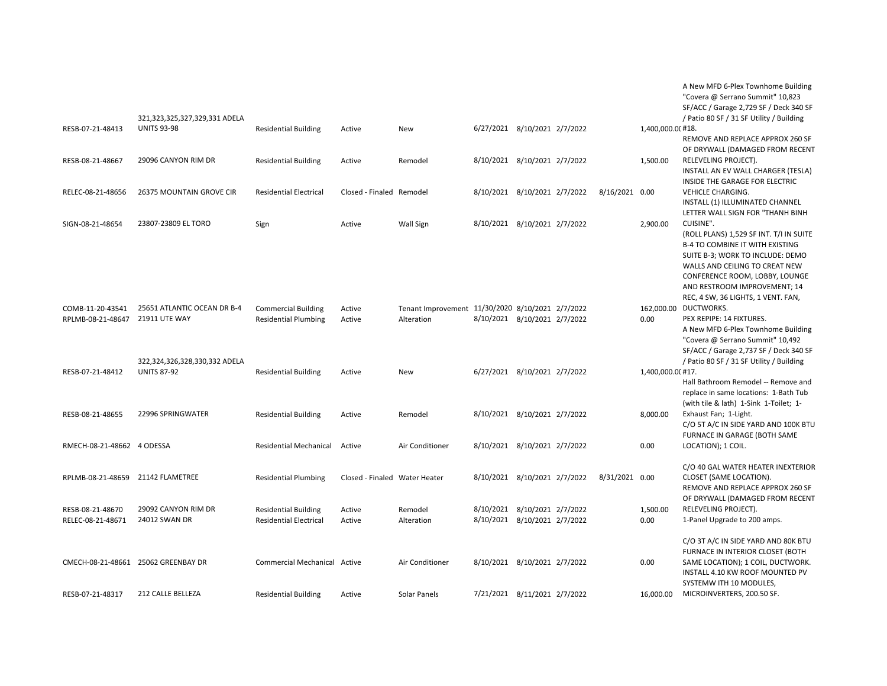| | | | | | | | | | | |
|---|---|---|---|---|---|---|---|---|---|---|
| RESB-07-21-48413 | 321,323,325,327,329,331 ADELA UNITS 93-98 | Residential Building | Active | New | 6/27/2021 | 8/10/2021 | 2/7/2022 | | 1,400,000.00 | A New MFD 6-Plex Townhome Building "Covera @ Serrano Summit" 10,823 SF/ACC / Garage 2,729 SF / Deck 340 SF / Patio 80 SF / 31 SF Utility / Building #18. |
| RESB-08-21-48667 | 29096 CANYON RIM DR | Residential Building | Active | Remodel | 8/10/2021 | 8/10/2021 | 2/7/2022 | | 1,500.00 | REMOVE AND REPLACE APPROX 260 SF OF DRYWALL (DAMAGED FROM RECENT RELEVELING PROJECT). |
| RELEC-08-21-48656 | 26375 MOUNTAIN GROVE CIR | Residential Electrical | Closed - Finaled | Remodel | 8/10/2021 | 8/10/2021 | 2/7/2022 | 8/16/2021 | 0.00 | INSTALL AN EV WALL CHARGER (TESLA) INSIDE THE GARAGE FOR ELECTRIC VEHICLE CHARGING. |
| SIGN-08-21-48654 | 23807-23809 EL TORO | Sign | Active | Wall Sign | 8/10/2021 | 8/10/2021 | 2/7/2022 | | 2,900.00 | INSTALL (1) ILLUMINATED CHANNEL LETTER WALL SIGN FOR "THANH BINH CUISINE". |
| COMB-11-20-43541 | 25651 ATLANTIC OCEAN DR B-4 | Commercial Building | Active | Tenant Improvement | 11/30/2020 | 8/10/2021 | 2/7/2022 | | 162,000.00 | (ROLL PLANS) 1,529 SF INT. T/I IN SUITE B-4 TO COMBINE IT WITH EXISTING SUITE B-3; WORK TO INCLUDE: DEMO WALLS AND CEILING TO CREAT NEW CONFERENCE ROOM, LOBBY, LOUNGE AND RESTROOM IMPROVEMENT; 14 REC, 4 SW, 36 LIGHTS, 1 VENT. FAN, DUCTWORKS. |
| RPLMB-08-21-48647 | 21911 UTE WAY | Residential Plumbing | Active | Alteration | 8/10/2021 | 8/10/2021 | 2/7/2022 | | 0.00 | PEX REPIPE: 14 FIXTURES. |
| RESB-07-21-48412 | 322,324,326,328,330,332 ADELA UNITS 87-92 | Residential Building | Active | New | 6/27/2021 | 8/10/2021 | 2/7/2022 | | 1,400,000.00 | A New MFD 6-Plex Townhome Building "Covera @ Serrano Summit" 10,492 SF/ACC / Garage 2,737 SF / Deck 340 SF / Patio 80 SF / 31 SF Utility / Building #17. |
| RESB-08-21-48655 | 22996 SPRINGWATER | Residential Building | Active | Remodel | 8/10/2021 | 8/10/2021 | 2/7/2022 | | 8,000.00 | Hall Bathroom Remodel -- Remove and replace in same locations: 1-Bath Tub (with tile & lath) 1-Sink 1-Toilet; 1-Exhaust Fan; 1-Light. |
| RMECH-08-21-48662 | 4 ODESSA | Residential Mechanical | Active | Air Conditioner | 8/10/2021 | 8/10/2021 | 2/7/2022 | | 0.00 | C/O 5T A/C IN SIDE YARD AND 100K BTU FURNACE IN GARAGE (BOTH SAME LOCATION); 1 COIL. |
| RPLMB-08-21-48659 | 21142 FLAMETREE | Residential Plumbing | Closed - Finaled | Water Heater | 8/10/2021 | 8/10/2021 | 2/7/2022 | 8/31/2021 | 0.00 | C/O 40 GAL WATER HEATER INEXTERIOR CLOSET (SAME LOCATION). |
| RESB-08-21-48670 | 29092 CANYON RIM DR | Residential Building | Active | Remodel | 8/10/2021 | 8/10/2021 | 2/7/2022 | | 1,500.00 | REMOVE AND REPLACE APPROX 260 SF OF DRYWALL (DAMAGED FROM RECENT RELEVELING PROJECT). |
| RELEC-08-21-48671 | 24012 SWAN DR | Residential Electrical | Active | Alteration | 8/10/2021 | 8/10/2021 | 2/7/2022 | | 0.00 | 1-Panel Upgrade to 200 amps. |
| CMECH-08-21-48661 | 25062 GREENBAY DR | Commercial Mechanical | Active | Air Conditioner | 8/10/2021 | 8/10/2021 | 2/7/2022 | | 0.00 | C/O 3T A/C IN SIDE YARD AND 80K BTU FURNACE IN INTERIOR CLOSET (BOTH SAME LOCATION); 1 COIL, DUCTWORK. |
| RESB-07-21-48317 | 212 CALLE BELLEZA | Residential Building | Active | Solar Panels | 7/21/2021 | 8/11/2021 | 2/7/2022 | | 16,000.00 | INSTALL 4.10 KW ROOF MOUNTED PV SYSTEMW ITH 10 MODULES, MICROINVERTERS, 200.50 SF. |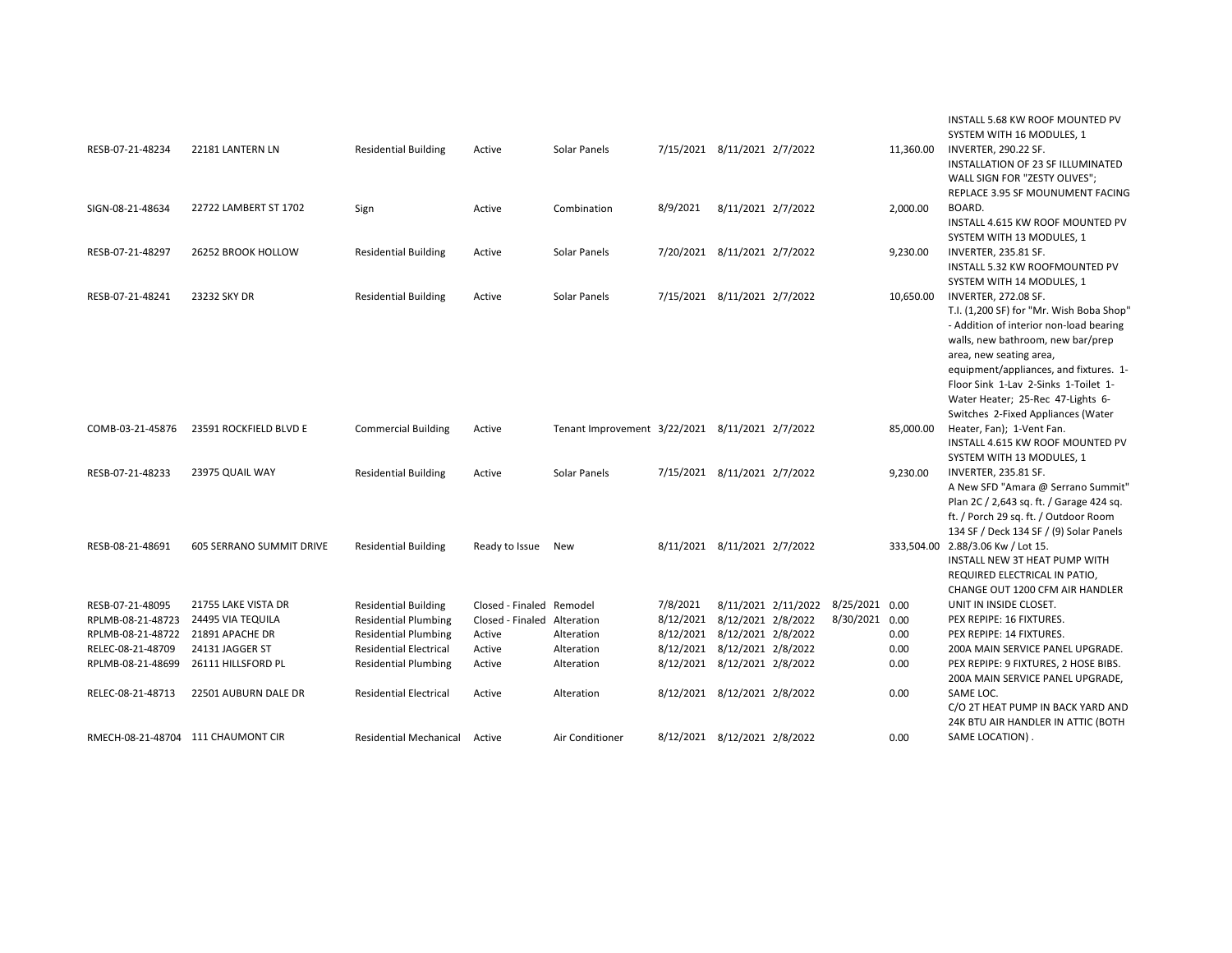| | | | | | | | | | | |
|---|---|---|---|---|---|---|---|---|---|---|
| RESB-07-21-48234 | 22181 LANTERN LN | Residential Building | Active | Solar Panels | 7/15/2021 | 8/11/2021 | 2/7/2022 | | 11,360.00 | INSTALL 5.68 KW ROOF MOUNTED PV SYSTEM WITH 16 MODULES, 1 INVERTER, 290.22 SF. |
| SIGN-08-21-48634 | 22722 LAMBERT ST 1702 | Sign | Active | Combination | 8/9/2021 | 8/11/2021 | 2/7/2022 | | 2,000.00 | INSTALLATION OF 23 SF ILLUMINATED WALL SIGN FOR "ZESTY OLIVES"; REPLACE 3.95 SF MOUNUMENT FACING BOARD. |
| RESB-07-21-48297 | 26252 BROOK HOLLOW | Residential Building | Active | Solar Panels | 7/20/2021 | 8/11/2021 | 2/7/2022 | | 9,230.00 | INSTALL 4.615 KW ROOF MOUNTED PV SYSTEM WITH 13 MODULES, 1 INVERTER, 235.81 SF. |
| RESB-07-21-48241 | 23232 SKY DR | Residential Building | Active | Solar Panels | 7/15/2021 | 8/11/2021 | 2/7/2022 | | 10,650.00 | INSTALL 5.32 KW ROOFMOUNTED PV SYSTEM WITH 14 MODULES, 1 INVERTER, 272.08 SF. |
| COMB-03-21-45876 | 23591 ROCKFIELD BLVD E | Commercial Building | Active | Tenant Improvement | 3/22/2021 | 8/11/2021 | 2/7/2022 | | 85,000.00 | T.I. (1,200 SF) for "Mr. Wish Boba Shop" - Addition of interior non-load bearing walls, new bathroom, new bar/prep area, new seating area, equipment/appliances, and fixtures. 1-Floor Sink 1-Lav 2-Sinks 1-Toilet 1-Water Heater; 25-Rec 47-Lights 6-Switches 2-Fixed Appliances (Water Heater, Fan); 1-Vent Fan. |
| RESB-07-21-48233 | 23975 QUAIL WAY | Residential Building | Active | Solar Panels | 7/15/2021 | 8/11/2021 | 2/7/2022 | | 9,230.00 | INSTALL 4.615 KW ROOF MOUNTED PV SYSTEM WITH 13 MODULES, 1 INVERTER, 235.81 SF. |
| RESB-08-21-48691 | 605 SERRANO SUMMIT DRIVE | Residential Building | Ready to Issue | New | 8/11/2021 | 8/11/2021 | 2/7/2022 | | 333,504.00 | A New SFD "Amara @ Serrano Summit" Plan 2C / 2,643 sq. ft. / Garage 424 sq. ft. / Porch 29 sq. ft. / Outdoor Room 134 SF / Deck 134 SF / (9) Solar Panels 2.88/3.06 Kw / Lot 15. |
| RESB-07-21-48095 | 21755 LAKE VISTA DR | Residential Building | Closed - Finaled | Remodel | 7/8/2021 | 8/11/2021 | 2/11/2022 | 8/25/2021 | 0.00 | INSTALL NEW 3T HEAT PUMP WITH REQUIRED ELECTRICAL IN PATIO, CHANGE OUT 1200 CFM AIR HANDLER UNIT IN INSIDE CLOSET. |
| RPLMB-08-21-48723 | 24495 VIA TEQUILA | Residential Plumbing | Closed - Finaled | Alteration | 8/12/2021 | 8/12/2021 | 2/8/2022 | 8/30/2021 | 0.00 | PEX REPIPE: 16 FIXTURES. |
| RPLMB-08-21-48722 | 21891 APACHE DR | Residential Plumbing | Active | Alteration | 8/12/2021 | 8/12/2021 | 2/8/2022 | | 0.00 | PEX REPIPE: 14 FIXTURES. |
| RELEC-08-21-48709 | 24131 JAGGER ST | Residential Electrical | Active | Alteration | 8/12/2021 | 8/12/2021 | 2/8/2022 | | 0.00 | 200A MAIN SERVICE PANEL UPGRADE. |
| RPLMB-08-21-48699 | 26111 HILLSFORD PL | Residential Plumbing | Active | Alteration | 8/12/2021 | 8/12/2021 | 2/8/2022 | | 0.00 | PEX REPIPE: 9 FIXTURES, 2 HOSE BIBS. |
| RELEC-08-21-48713 | 22501 AUBURN DALE DR | Residential Electrical | Active | Alteration | 8/12/2021 | 8/12/2021 | 2/8/2022 | | 0.00 | 200A MAIN SERVICE PANEL UPGRADE, SAME LOC. |
| RMECH-08-21-48704 | 111 CHAUMONT CIR | Residential Mechanical | Active | Air Conditioner | 8/12/2021 | 8/12/2021 | 2/8/2022 | | 0.00 | C/O 2T HEAT PUMP IN BACK YARD AND 24K BTU AIR HANDLER IN ATTIC (BOTH SAME LOCATION) . |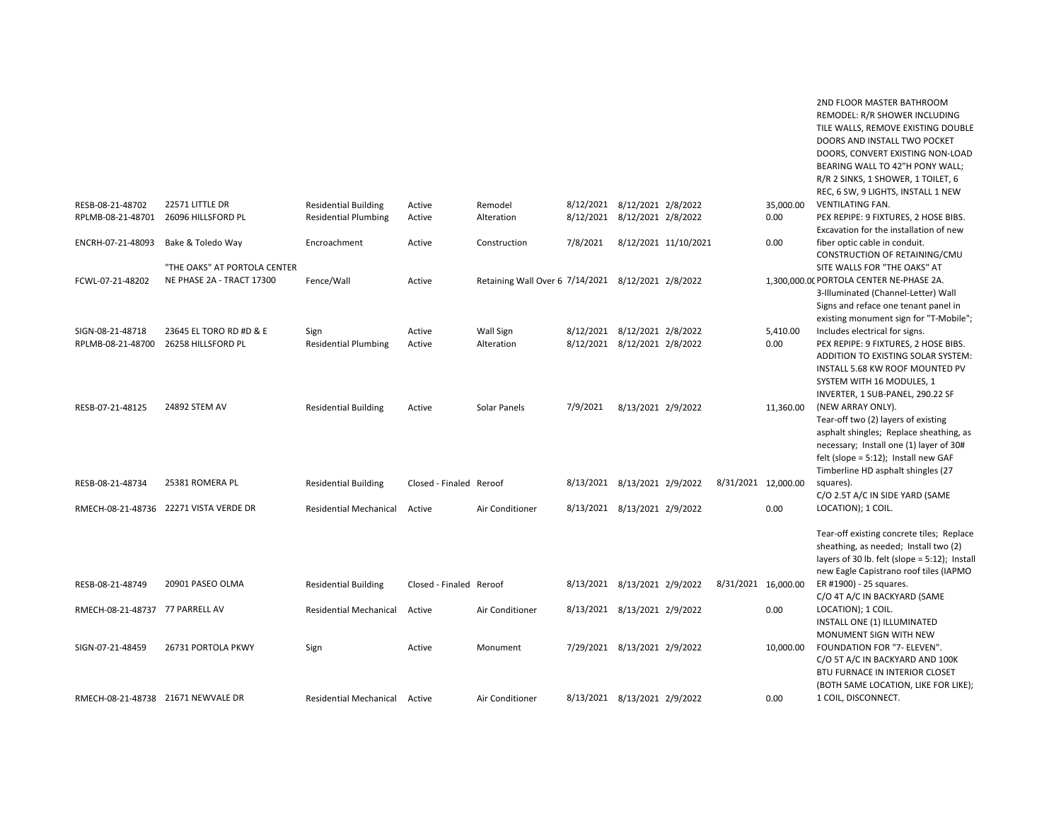| | | | | | | | | | | |
|---|---|---|---|---|---|---|---|---|---|---|
| RESB-08-21-48702 | 22571 LITTLE DR | Residential Building | Active | Remodel | 8/12/2021 | 8/12/2021 | 2/8/2022 | | 35,000.00 | 2ND FLOOR MASTER BATHROOM REMODEL: R/R SHOWER INCLUDING TILE WALLS, REMOVE EXISTING DOUBLE DOORS AND INSTALL TWO POCKET DOORS, CONVERT EXISTING NON-LOAD BEARING WALL TO 42"H PONY WALL; R/R 2 SINKS, 1 SHOWER, 1 TOILET, 6 REC, 6 SW, 9 LIGHTS, INSTALL 1 NEW VENTILATING FAN. |
| RPLMB-08-21-48701 | 26096 HILLSFORD PL | Residential Plumbing | Active | Alteration | 8/12/2021 | 8/12/2021 | 2/8/2022 | | 0.00 | PEX REPIPE: 9 FIXTURES, 2 HOSE BIBS. |
| ENCRH-07-21-48093 | Bake & Toledo Way | Encroachment | Active | Construction | 7/8/2021 | 8/12/2021 | 11/10/2021 | | 0.00 | Excavation for the installation of new fiber optic cable in conduit. |
| FCWL-07-21-48202 | "THE OAKS" AT PORTOLA CENTER NE PHASE 2A - TRACT 17300 | Fence/Wall | Active | Retaining Wall Over 6 | 7/14/2021 | 8/12/2021 | 2/8/2022 | | 1,300,000.00 | CONSTRUCTION OF RETAINING/CMU SITE WALLS FOR "THE OAKS" AT PORTOLA CENTER NE-PHASE 2A. |
| SIGN-08-21-48718 | 23645 EL TORO RD #D & E | Sign | Active | Wall Sign | 8/12/2021 | 8/12/2021 | 2/8/2022 | | 5,410.00 | 3-Illuminated (Channel-Letter) Wall Signs and reface one tenant panel in existing monument sign for "T-Mobile"; Includes electrical for signs. |
| RPLMB-08-21-48700 | 26258 HILLSFORD PL | Residential Plumbing | Active | Alteration | 8/12/2021 | 8/12/2021 | 2/8/2022 | | 0.00 | PEX REPIPE: 9 FIXTURES, 2 HOSE BIBS. |
| RESB-07-21-48125 | 24892 STEM AV | Residential Building | Active | Solar Panels | 7/9/2021 | 8/13/2021 | 2/9/2022 | | 11,360.00 | ADDITION TO EXISTING SOLAR SYSTEM: INSTALL 5.68 KW ROOF MOUNTED PV SYSTEM WITH 16 MODULES, 1 INVERTER, 1 SUB-PANEL, 290.22 SF (NEW ARRAY ONLY). |
| RESB-08-21-48734 | 25381 ROMERA PL | Residential Building | Closed - Finaled | Reroof | 8/13/2021 | 8/13/2021 | 2/9/2022 | 8/31/2021 | 12,000.00 | Tear-off two (2) layers of existing asphalt shingles; Replace sheathing, as necessary; Install one (1) layer of 30# felt (slope = 5:12); Install new GAF Timberline HD asphalt shingles (27 squares). |
| RMECH-08-21-48736 | 22271 VISTA VERDE DR | Residential Mechanical | Active | Air Conditioner | 8/13/2021 | 8/13/2021 | 2/9/2022 | | 0.00 | C/O 2.5T A/C IN SIDE YARD (SAME LOCATION); 1 COIL. |
| RESB-08-21-48749 | 20901 PASEO OLMA | Residential Building | Closed - Finaled | Reroof | 8/13/2021 | 8/13/2021 | 2/9/2022 | 8/31/2021 | 16,000.00 | Tear-off existing concrete tiles; Replace sheathing, as needed; Install two (2) layers of 30 lb. felt (slope = 5:12); Install new Eagle Capistrano roof tiles (IAPMO ER #1900) - 25 squares. |
| RMECH-08-21-48737 | 77 PARRELL AV | Residential Mechanical | Active | Air Conditioner | 8/13/2021 | 8/13/2021 | 2/9/2022 | | 0.00 | C/O 4T A/C IN BACKYARD (SAME LOCATION); 1 COIL. |
| SIGN-07-21-48459 | 26731 PORTOLA PKWY | Sign | Active | Monument | 7/29/2021 | 8/13/2021 | 2/9/2022 | | 10,000.00 | INSTALL ONE (1) ILLUMINATED MONUMENT SIGN WITH NEW FOUNDATION FOR "7- ELEVEN". |
| RMECH-08-21-48738 | 21671 NEWVALE DR | Residential Mechanical | Active | Air Conditioner | 8/13/2021 | 8/13/2021 | 2/9/2022 | | 0.00 | C/O 5T A/C IN BACKYARD AND 100K BTU FURNACE IN INTERIOR CLOSET (BOTH SAME LOCATION, LIKE FOR LIKE); 1 COIL, DISCONNECT. |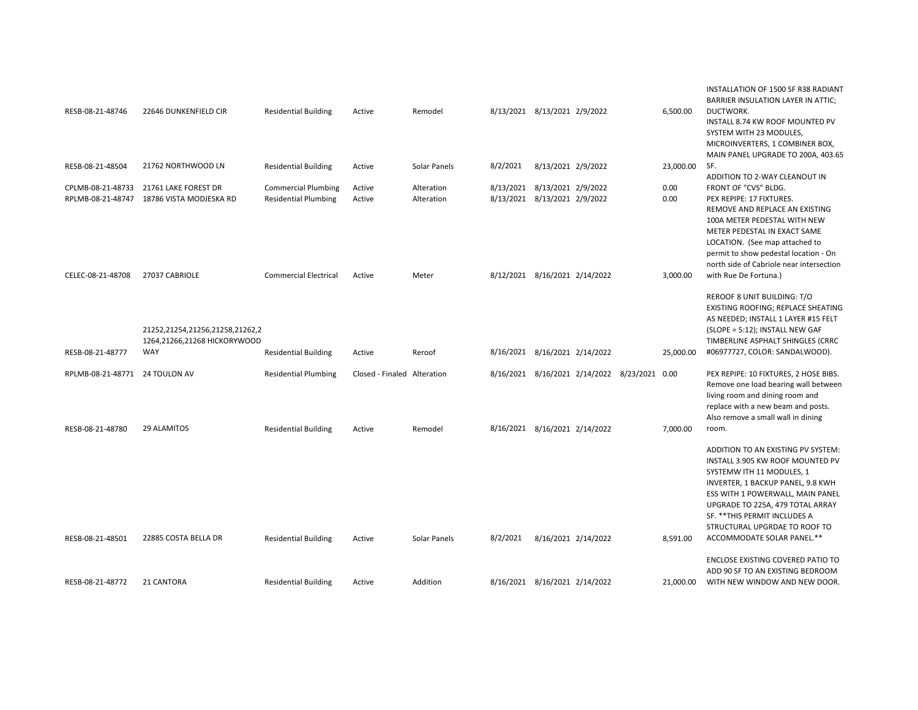| | | | | | | | | | | |
|---|---|---|---|---|---|---|---|---|---|---|
| RESB-08-21-48746 | 22646 DUNKENFIELD CIR | Residential Building | Active | Remodel | 8/13/2021 | 8/13/2021 | 2/9/2022 | | 6,500.00 | INSTALLATION OF 1500 SF R38 RADIANT BARRIER INSULATION LAYER IN ATTIC; DUCTWORK. |
| RESB-08-21-48504 | 21762 NORTHWOOD LN | Residential Building | Active | Solar Panels | 8/2/2021 | 8/13/2021 | 2/9/2022 | | 23,000.00 | INSTALL 8.74 KW ROOF MOUNTED PV SYSTEM WITH 23 MODULES, MICROINVERTERS, 1 COMBINER BOX, MAIN PANEL UPGRADE TO 200A, 403.65 SF. |
| CPLMB-08-21-48733 | 21761 LAKE FOREST DR | Commercial Plumbing | Active | Alteration | 8/13/2021 | 8/13/2021 | 2/9/2022 | | 0.00 | ADDITION TO 2-WAY CLEANOUT IN FRONT OF "CVS" BLDG. |
| RPLMB-08-21-48747 | 18786 VISTA MODJESKA RD | Residential Plumbing | Active | Alteration | 8/13/2021 | 8/13/2021 | 2/9/2022 | | 0.00 | PEX REPIPE: 17 FIXTURES. |
| CELEC-08-21-48708 | 27037 CABRIOLE | Commercial Electrical | Active | Meter | 8/12/2021 | 8/16/2021 | 2/14/2022 | | 3,000.00 | REMOVE AND REPLACE AN EXISTING 100A METER PEDESTAL WITH NEW METER PEDESTAL IN EXACT SAME LOCATION. (See map attached to permit to show pedestal location - On north side of Cabriole near intersection with Rue De Fortuna.) |
| RESB-08-21-48777 | 21252,21254,21256,21258,21262,21264,21266,21268 HICKORYWOOD WAY | Residential Building | Active | Reroof | 8/16/2021 | 8/16/2021 | 2/14/2022 | | 25,000.00 | REROOF 8 UNIT BUILDING: T/O EXISTING ROOFING; REPLACE SHEATING AS NEEDED; INSTALL 1 LAYER #15 FELT (SLOPE = 5:12); INSTALL NEW GAF TIMBERLINE ASPHALT SHINGLES (CRRC #06977727, COLOR: SANDALWOOD). |
| RPLMB-08-21-48771 | 24 TOULON AV | Residential Plumbing | Closed - Finaled | Alteration | 8/16/2021 | 8/16/2021 | 2/14/2022 | 8/23/2021 | 0.00 | PEX REPIPE: 10 FIXTURES, 2 HOSE BIBS. |
| RESB-08-21-48780 | 29 ALAMITOS | Residential Building | Active | Remodel | 8/16/2021 | 8/16/2021 | 2/14/2022 | | 7,000.00 | Remove one load bearing wall between living room and dining room and replace with a new beam and posts. Also remove a small wall in dining room. |
| RESB-08-21-48501 | 22885 COSTA BELLA DR | Residential Building | Active | Solar Panels | 8/2/2021 | 8/16/2021 | 2/14/2022 | | 8,591.00 | ADDITION TO AN EXISTING PV SYSTEM: INSTALL 3.905 KW ROOF MOUNTED PV SYSTEMW ITH 11 MODULES, 1 INVERTER, 1 BACKUP PANEL, 9.8 KWH ESS WITH 1 POWERWALL, MAIN PANEL UPGRADE TO 225A, 479 TOTAL ARRAY SF. **THIS PERMIT INCLUDES A STRUCTURAL UPGRDAE TO ROOF TO ACCOMMODATE SOLAR PANEL.** |
| RESB-08-21-48772 | 21 CANTORA | Residential Building | Active | Addition | 8/16/2021 | 8/16/2021 | 2/14/2022 | | 21,000.00 | ENCLOSE EXISTING COVERED PATIO TO ADD 90 SF TO AN EXISTING BEDROOM WITH NEW WINDOW AND NEW DOOR. |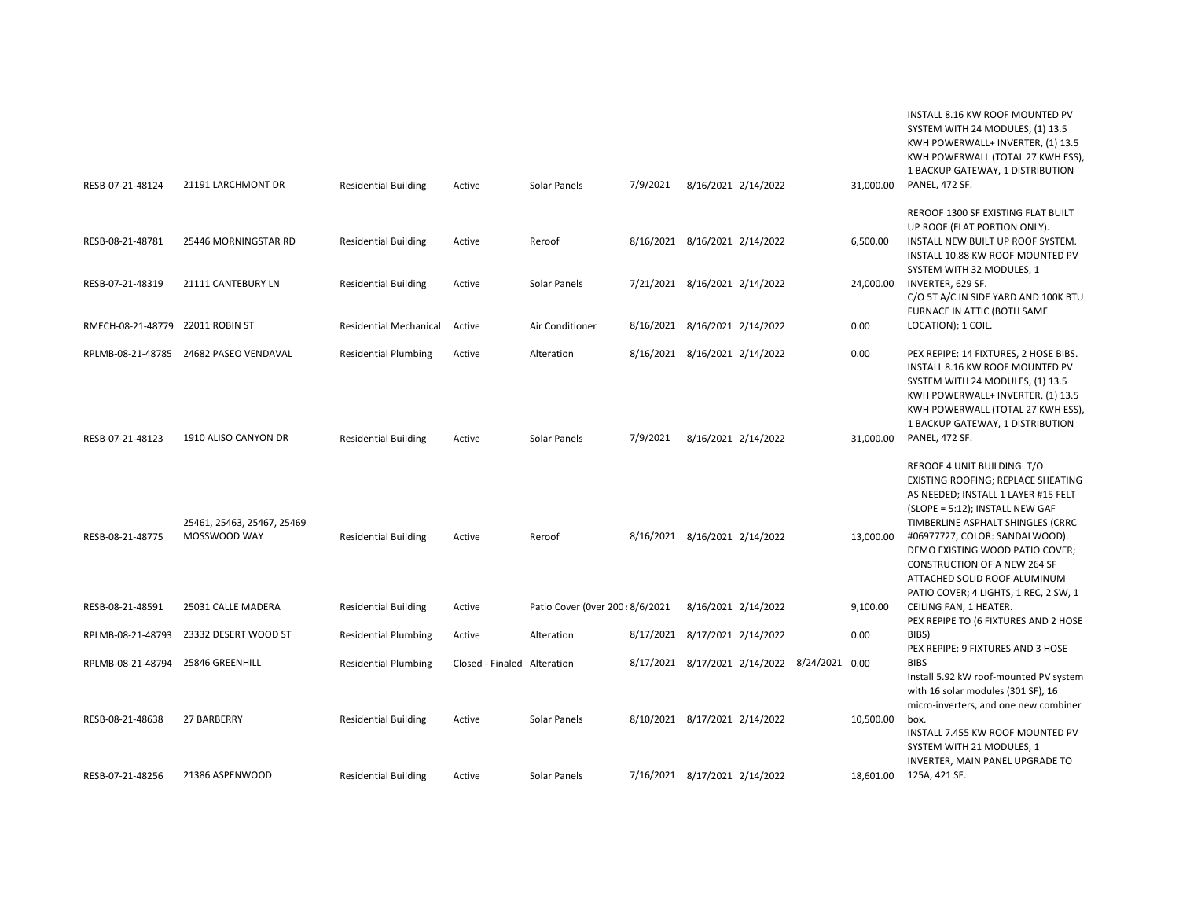| | | | | | | | | | | |
|---|---|---|---|---|---|---|---|---|---|---|
| RESB-07-21-48124 | 21191 LARCHMONT DR | Residential Building | Active | Solar Panels | 7/9/2021 | 8/16/2021 | 2/14/2022 | | 31,000.00 | INSTALL 8.16 KW ROOF MOUNTED PV SYSTEM WITH 24 MODULES, (1) 13.5 KWH POWERWALL+ INVERTER, (1) 13.5 KWH POWERWALL (TOTAL 27 KWH ESS), 1 BACKUP GATEWAY, 1 DISTRIBUTION PANEL, 472 SF. |
| RESB-08-21-48781 | 25446 MORNINGSTAR RD | Residential Building | Active | Reroof | 8/16/2021 | 8/16/2021 | 2/14/2022 | | 6,500.00 | REROOF 1300 SF EXISTING FLAT BUILT UP ROOF (FLAT PORTION ONLY). INSTALL NEW BUILT UP ROOF SYSTEM. |
| RESB-07-21-48319 | 21111 CANTEBURY LN | Residential Building | Active | Solar Panels | 7/21/2021 | 8/16/2021 | 2/14/2022 | | 24,000.00 | INSTALL 10.88 KW ROOF MOUNTED PV SYSTEM WITH 32 MODULES, 1 INVERTER, 629 SF. |
| RMECH-08-21-48779 | 22011 ROBIN ST | Residential Mechanical | Active | Air Conditioner | 8/16/2021 | 8/16/2021 | 2/14/2022 | | 0.00 | C/O 5T A/C IN SIDE YARD AND 100K BTU FURNACE IN ATTIC (BOTH SAME LOCATION); 1 COIL. |
| RPLMB-08-21-48785 | 24682 PASEO VENDAVAL | Residential Plumbing | Active | Alteration | 8/16/2021 | 8/16/2021 | 2/14/2022 | | 0.00 | PEX REPIPE: 14 FIXTURES, 2 HOSE BIBS. |
| RESB-07-21-48123 | 1910 ALISO CANYON DR | Residential Building | Active | Solar Panels | 7/9/2021 | 8/16/2021 | 2/14/2022 | | 31,000.00 | INSTALL 8.16 KW ROOF MOUNTED PV SYSTEM WITH 24 MODULES, (1) 13.5 KWH POWERWALL+ INVERTER, (1) 13.5 KWH POWERWALL (TOTAL 27 KWH ESS), 1 BACKUP GATEWAY, 1 DISTRIBUTION PANEL, 472 SF. |
| RESB-08-21-48775 | 25461, 25463, 25467, 25469 MOSSWOOD WAY | Residential Building | Active | Reroof | 8/16/2021 | 8/16/2021 | 2/14/2022 | | 13,000.00 | REROOF 4 UNIT BUILDING: T/O EXISTING ROOFING; REPLACE SHEATING AS NEEDED; INSTALL 1 LAYER #15 FELT (SLOPE = 5:12); INSTALL NEW GAF TIMBERLINE ASPHALT SHINGLES (CRRC #06977727, COLOR: SANDALWOOD). |
| RESB-08-21-48591 | 25031 CALLE MADERA | Residential Building | Active | Patio Cover (0ver 200 : | 8/6/2021 | 8/16/2021 | 2/14/2022 | | 9,100.00 | DEMO EXISTING WOOD PATIO COVER; CONSTRUCTION OF A NEW 264 SF ATTACHED SOLID ROOF ALUMINUM PATIO COVER; 4 LIGHTS, 1 REC, 2 SW, 1 CEILING FAN, 1 HEATER. |
| RPLMB-08-21-48793 | 23332 DESERT WOOD ST | Residential Plumbing | Active | Alteration | 8/17/2021 | 8/17/2021 | 2/14/2022 | | 0.00 | PEX REPIPE TO (6 FIXTURES AND 2 HOSE BIBS) |
| RPLMB-08-21-48794 | 25846 GREENHILL | Residential Plumbing | Closed - Finaled | Alteration | 8/17/2021 | 8/17/2021 | 2/14/2022 | 8/24/2021 | 0.00 | PEX REPIPE: 9 FIXTURES AND 3 HOSE BIBS |
| RESB-08-21-48638 | 27 BARBERRY | Residential Building | Active | Solar Panels | 8/10/2021 | 8/17/2021 | 2/14/2022 | | 10,500.00 | Install 5.92 kW roof-mounted PV system with 16 solar modules (301 SF), 16 micro-inverters, and one new combiner box. |
| RESB-07-21-48256 | 21386 ASPENWOOD | Residential Building | Active | Solar Panels | 7/16/2021 | 8/17/2021 | 2/14/2022 | | 18,601.00 | INSTALL 7.455 KW ROOF MOUNTED PV SYSTEM WITH 21 MODULES, 1 INVERTER, MAIN PANEL UPGRADE TO 125A, 421 SF. |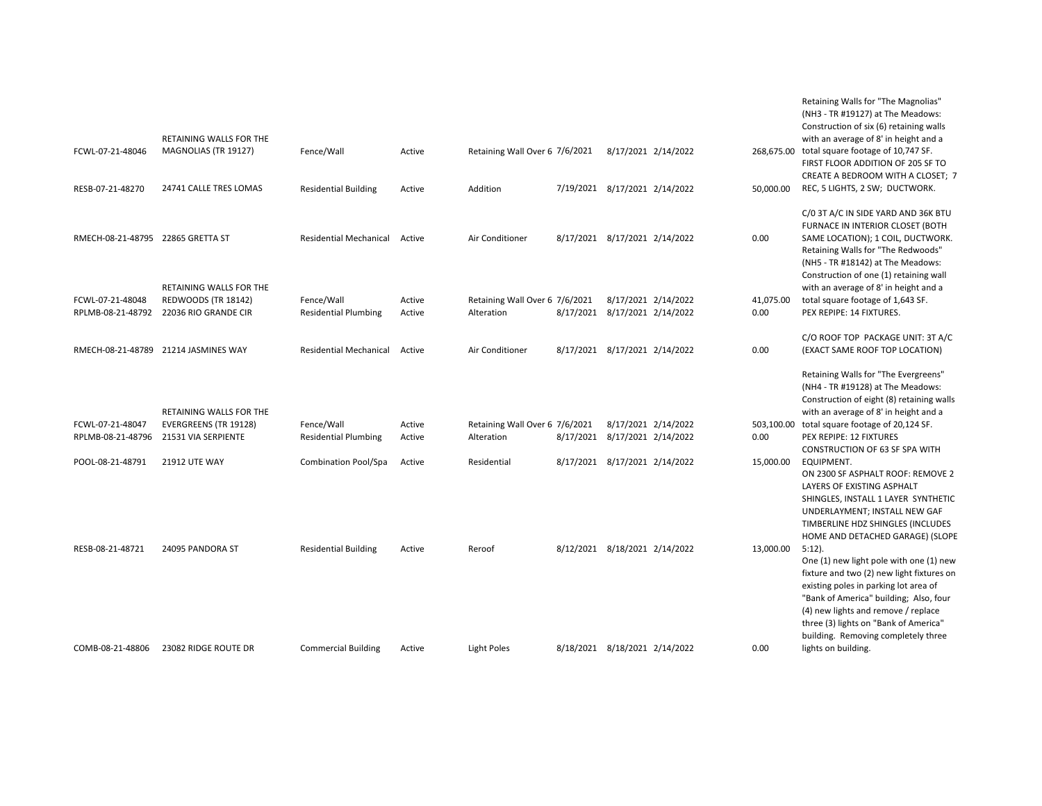| | | | | | | | | | |
|---|---|---|---|---|---|---|---|---|---|
| FCWL-07-21-48046 | RETAINING WALLS FOR THE MAGNOLIAS (TR 19127) | Fence/Wall | Active | Retaining Wall Over 6 | 7/6/2021 | 8/17/2021 | 2/14/2022 | 268,675.00 | Retaining Walls for "The Magnolias" (NH3 - TR #19127) at The Meadows: Construction of six (6) retaining walls with an average of 8' in height and a total square footage of 10,747 SF. |
| RESB-07-21-48270 | 24741 CALLE TRES LOMAS | Residential Building | Active | Addition | 7/19/2021 | 8/17/2021 | 2/14/2022 | 50,000.00 | FIRST FLOOR ADDITION OF 205 SF TO CREATE A BEDROOM WITH A CLOSET; 7 REC, 5 LIGHTS, 2 SW; DUCTWORK. |
| RMECH-08-21-48795 | 22865 GRETTA ST | Residential Mechanical | Active | Air Conditioner | 8/17/2021 | 8/17/2021 | 2/14/2022 | 0.00 | C/0 3T A/C IN SIDE YARD AND 36K BTU FURNACE IN INTERIOR CLOSET (BOTH SAME LOCATION); 1 COIL, DUCTWORK. |
| FCWL-07-21-48048 | RETAINING WALLS FOR THE REDWOODS (TR 18142) | Fence/Wall | Active | Retaining Wall Over 6 | 7/6/2021 | 8/17/2021 | 2/14/2022 | 41,075.00 | Retaining Walls for "The Redwoods" (NH5 - TR #18142) at The Meadows: Construction of one (1) retaining wall with an average of 8' in height and a total square footage of 1,643 SF. |
| RPLMB-08-21-48792 | 22036 RIO GRANDE CIR | Residential Plumbing | Active | Alteration | 8/17/2021 | 8/17/2021 | 2/14/2022 | 0.00 | PEX REPIPE: 14 FIXTURES. |
| RMECH-08-21-48789 | 21214 JASMINES WAY | Residential Mechanical | Active | Air Conditioner | 8/17/2021 | 8/17/2021 | 2/14/2022 | 0.00 | C/O ROOF TOP PACKAGE UNIT: 3T A/C (EXACT SAME ROOF TOP LOCATION) |
| FCWL-07-21-48047 | RETAINING WALLS FOR THE EVERGREENS (TR 19128) | Fence/Wall | Active | Retaining Wall Over 6 | 7/6/2021 | 8/17/2021 | 2/14/2022 | 503,100.00 | Retaining Walls for "The Evergreens" (NH4 - TR #19128) at The Meadows: Construction of eight (8) retaining walls with an average of 8' in height and a total square footage of 20,124 SF. |
| RPLMB-08-21-48796 | 21531 VIA SERPIENTE | Residential Plumbing | Active | Alteration | 8/17/2021 | 8/17/2021 | 2/14/2022 | 0.00 | PEX REPIPE: 12 FIXTURES |
| POOL-08-21-48791 | 21912 UTE WAY | Combination Pool/Spa | Active | Residential | 8/17/2021 | 8/17/2021 | 2/14/2022 | 15,000.00 | CONSTRUCTION OF 63 SF SPA WITH EQUIPMENT. |
| RESB-08-21-48721 | 24095 PANDORA ST | Residential Building | Active | Reroof | 8/12/2021 | 8/18/2021 | 2/14/2022 | 13,000.00 | ON 2300 SF ASPHALT ROOF: REMOVE 2 LAYERS OF EXISTING ASPHALT SHINGLES, INSTALL 1 LAYER SYNTHETIC UNDERLAYMENT; INSTALL NEW GAF TIMBERLINE HDZ SHINGLES (INCLUDES HOME AND DETACHED GARAGE) (SLOPE 5:12). |
| COMB-08-21-48806 | 23082 RIDGE ROUTE DR | Commercial Building | Active | Light Poles | 8/18/2021 | 8/18/2021 | 2/14/2022 | 0.00 | One (1) new light pole with one (1) new fixture and two (2) new light fixtures on existing poles in parking lot area of "Bank of America" building; Also, four (4) new lights and remove / replace three (3) lights on "Bank of America" building. Removing completely three lights on building. |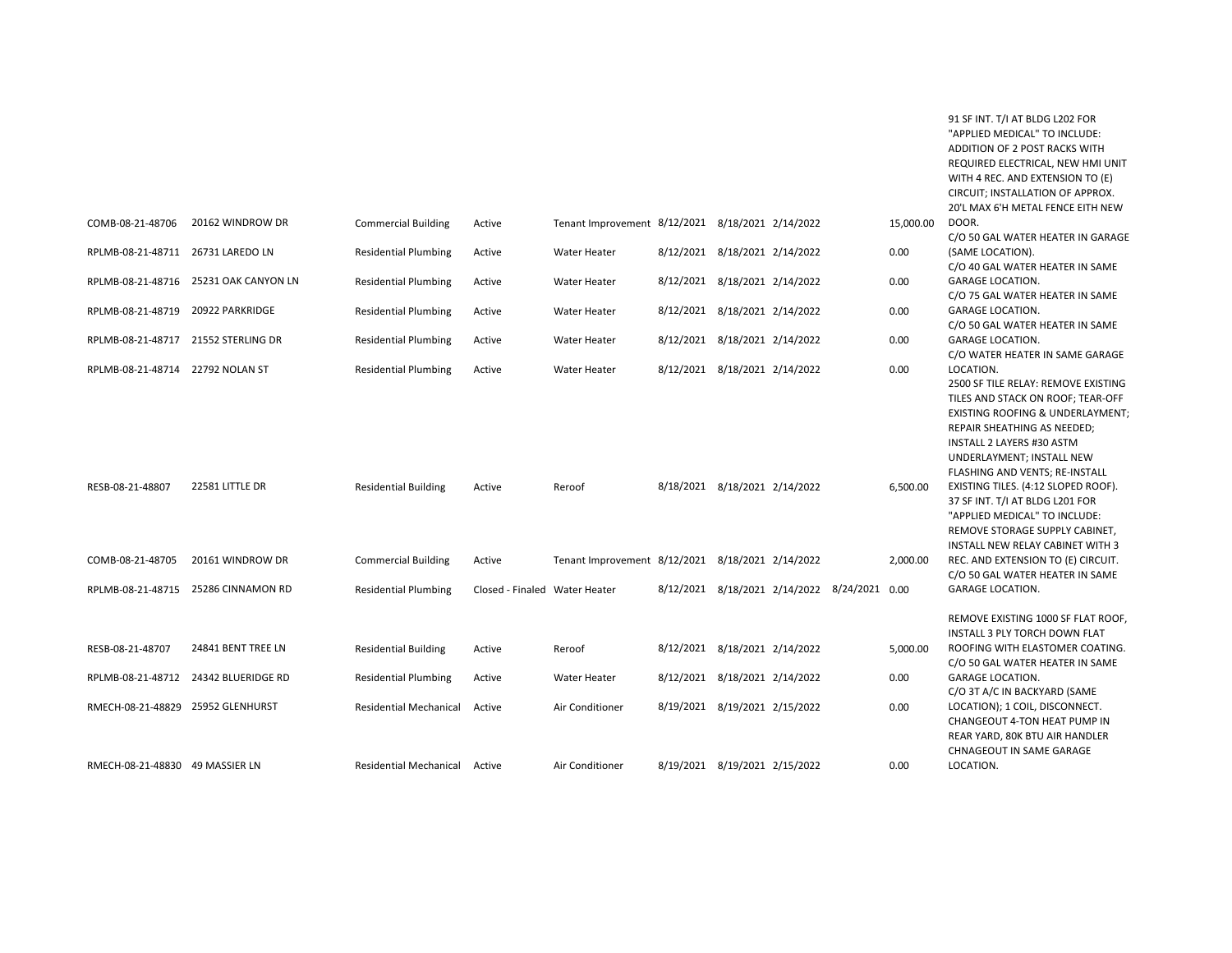| | | | | | | | | | | |
|---|---|---|---|---|---|---|---|---|---|---|
| COMB-08-21-48706 | 20162 WINDROW DR | Commercial Building | Active | Tenant Improvement | 8/12/2021 | 8/18/2021 | 2/14/2022 | | 15,000.00 | 91 SF INT. T/I AT BLDG L202 FOR "APPLIED MEDICAL" TO INCLUDE: ADDITION OF 2 POST RACKS WITH REQUIRED ELECTRICAL, NEW HMI UNIT WITH 4 REC. AND EXTENSION TO (E) CIRCUIT; INSTALLATION OF APPROX. 20'L MAX 6'H METAL FENCE EITH NEW DOOR. |
| RPLMB-08-21-48711 | 26731 LAREDO LN | Residential Plumbing | Active | Water Heater | 8/12/2021 | 8/18/2021 | 2/14/2022 | | 0.00 | C/O 50 GAL WATER HEATER IN GARAGE (SAME LOCATION). |
| RPLMB-08-21-48716 | 25231 OAK CANYON LN | Residential Plumbing | Active | Water Heater | 8/12/2021 | 8/18/2021 | 2/14/2022 | | 0.00 | C/O 40 GAL WATER HEATER IN SAME GARAGE LOCATION. |
| RPLMB-08-21-48719 | 20922 PARKRIDGE | Residential Plumbing | Active | Water Heater | 8/12/2021 | 8/18/2021 | 2/14/2022 | | 0.00 | C/O 75 GAL WATER HEATER IN SAME GARAGE LOCATION. |
| RPLMB-08-21-48717 | 21552 STERLING DR | Residential Plumbing | Active | Water Heater | 8/12/2021 | 8/18/2021 | 2/14/2022 | | 0.00 | C/O 50 GAL WATER HEATER IN SAME GARAGE LOCATION. |
| RPLMB-08-21-48714 | 22792 NOLAN ST | Residential Plumbing | Active | Water Heater | 8/12/2021 | 8/18/2021 | 2/14/2022 | | 0.00 | C/O WATER HEATER IN SAME GARAGE LOCATION. |
| RESB-08-21-48807 | 22581 LITTLE DR | Residential Building | Active | Reroof | 8/18/2021 | 8/18/2021 | 2/14/2022 | | 6,500.00 | 2500 SF TILE RELAY: REMOVE EXISTING TILES AND STACK ON ROOF; TEAR-OFF EXISTING ROOFING & UNDERLAYMENT; REPAIR SHEATHING AS NEEDED; INSTALL 2 LAYERS #30 ASTM UNDERLAYMENT; INSTALL NEW FLASHING AND VENTS; RE-INSTALL EXISTING TILES. (4:12 SLOPED ROOF). |
| COMB-08-21-48705 | 20161 WINDROW DR | Commercial Building | Active | Tenant Improvement | 8/12/2021 | 8/18/2021 | 2/14/2022 | | 2,000.00 | 37 SF INT. T/I AT BLDG L201 FOR "APPLIED MEDICAL" TO INCLUDE: REMOVE STORAGE SUPPLY CABINET, INSTALL NEW RELAY CABINET WITH 3 REC. AND EXTENSION TO (E) CIRCUIT. |
| RPLMB-08-21-48715 | 25286 CINNAMON RD | Residential Plumbing | Closed - Finaled | Water Heater | 8/12/2021 | 8/18/2021 | 2/14/2022 | 8/24/2021 | 0.00 | C/O 50 GAL WATER HEATER IN SAME GARAGE LOCATION. |
| RESB-08-21-48707 | 24841 BENT TREE LN | Residential Building | Active | Reroof | 8/12/2021 | 8/18/2021 | 2/14/2022 | | 5,000.00 | REMOVE EXISTING 1000 SF FLAT ROOF, INSTALL 3 PLY TORCH DOWN FLAT ROOFING WITH ELASTOMER COATING. |
| RPLMB-08-21-48712 | 24342 BLUERIDGE RD | Residential Plumbing | Active | Water Heater | 8/12/2021 | 8/18/2021 | 2/14/2022 | | 0.00 | C/O 50 GAL WATER HEATER IN SAME GARAGE LOCATION. |
| RMECH-08-21-48829 | 25952 GLENHURST | Residential Mechanical | Active | Air Conditioner | 8/19/2021 | 8/19/2021 | 2/15/2022 | | 0.00 | C/O 3T A/C IN BACKYARD (SAME LOCATION); 1 COIL, DISCONNECT. |
| RMECH-08-21-48830 | 49 MASSIER LN | Residential Mechanical | Active | Air Conditioner | 8/19/2021 | 8/19/2021 | 2/15/2022 | | 0.00 | CHANGEOUT 4-TON HEAT PUMP IN REAR YARD, 80K BTU AIR HANDLER CHNAGEOUT IN SAME GARAGE LOCATION. |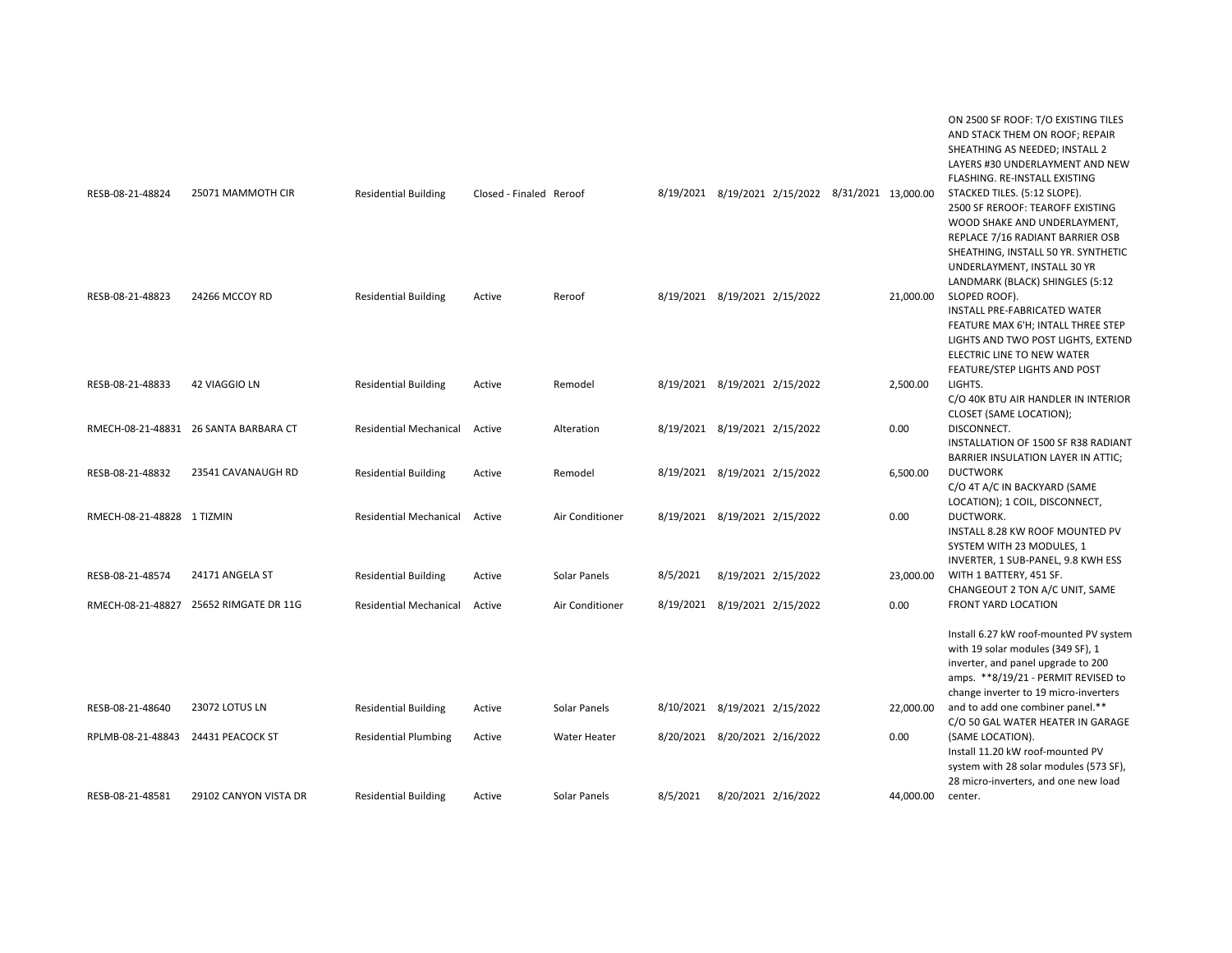| | | | | | | | | | | |
|---|---|---|---|---|---|---|---|---|---|---|
| RESB-08-21-48824 | 25071 MAMMOTH CIR | Residential Building | Closed - Finaled | Reroof | 8/19/2021 | 8/19/2021 | 2/15/2022 | 8/31/2021 | 13,000.00 | ON 2500 SF ROOF: T/O EXISTING TILES AND STACK THEM ON ROOF; REPAIR SHEATHING AS NEEDED; INSTALL 2 LAYERS #30 UNDERLAYMENT AND NEW FLASHING. RE-INSTALL EXISTING STACKED TILES. (5:12 SLOPE). |
| RESB-08-21-48823 | 24266 MCCOY RD | Residential Building | Active | Reroof | 8/19/2021 | 8/19/2021 | 2/15/2022 | | 21,000.00 | 2500 SF REROOF: TEAROFF EXISTING WOOD SHAKE AND UNDERLAYMENT, REPLACE 7/16 RADIANT BARRIER OSB SHEATHING, INSTALL 50 YR. SYNTHETIC UNDERLAYMENT, INSTALL 30 YR LANDMARK (BLACK) SHINGLES (5:12 SLOPED ROOF). |
| RESB-08-21-48833 | 42 VIAGGIO LN | Residential Building | Active | Remodel | 8/19/2021 | 8/19/2021 | 2/15/2022 | | 2,500.00 | INSTALL PRE-FABRICATED WATER FEATURE MAX 6'H; INTALL THREE STEP LIGHTS AND TWO POST LIGHTS, EXTEND ELECTRIC LINE TO NEW WATER FEATURE/STEP LIGHTS AND POST LIGHTS. |
| RMECH-08-21-48831 | 26 SANTA BARBARA CT | Residential Mechanical | Active | Alteration | 8/19/2021 | 8/19/2021 | 2/15/2022 | | 0.00 | C/O 40K BTU AIR HANDLER IN INTERIOR CLOSET (SAME LOCATION); DISCONNECT. |
| RESB-08-21-48832 | 23541 CAVANAUGH RD | Residential Building | Active | Remodel | 8/19/2021 | 8/19/2021 | 2/15/2022 | | 6,500.00 | INSTALLATION OF 1500 SF R38 RADIANT BARRIER INSULATION LAYER IN ATTIC; DUCTWORK |
| RMECH-08-21-48828 | 1 TIZMIN | Residential Mechanical | Active | Air Conditioner | 8/19/2021 | 8/19/2021 | 2/15/2022 | | 0.00 | C/O 4T A/C IN BACKYARD (SAME LOCATION); 1 COIL, DISCONNECT, DUCTWORK. |
| RESB-08-21-48574 | 24171 ANGELA ST | Residential Building | Active | Solar Panels | 8/5/2021 | 8/19/2021 | 2/15/2022 | | 23,000.00 | INSTALL 8.28 KW ROOF MOUNTED PV SYSTEM WITH 23 MODULES, 1 INVERTER, 1 SUB-PANEL, 9.8 KWH ESS WITH 1 BATTERY, 451 SF. |
| RMECH-08-21-48827 | 25652 RIMGATE DR 11G | Residential Mechanical | Active | Air Conditioner | 8/19/2021 | 8/19/2021 | 2/15/2022 | | 0.00 | CHANGEOUT 2 TON A/C UNIT, SAME FRONT YARD LOCATION |
| RESB-08-21-48640 | 23072 LOTUS LN | Residential Building | Active | Solar Panels | 8/10/2021 | 8/19/2021 | 2/15/2022 | | 22,000.00 | Install 6.27 kW roof-mounted PV system with 19 solar modules (349 SF), 1 inverter, and panel upgrade to 200 amps. **8/19/21 - PERMIT REVISED to change inverter to 19 micro-inverters and to add one combiner panel.** |
| RPLMB-08-21-48843 | 24431 PEACOCK ST | Residential Plumbing | Active | Water Heater | 8/20/2021 | 8/20/2021 | 2/16/2022 | | 0.00 | C/O 50 GAL WATER HEATER IN GARAGE (SAME LOCATION). |
| RESB-08-21-48581 | 29102 CANYON VISTA DR | Residential Building | Active | Solar Panels | 8/5/2021 | 8/20/2021 | 2/16/2022 | | 44,000.00 | Install 11.20 kW roof-mounted PV system with 28 solar modules (573 SF), 28 micro-inverters, and one new load center. |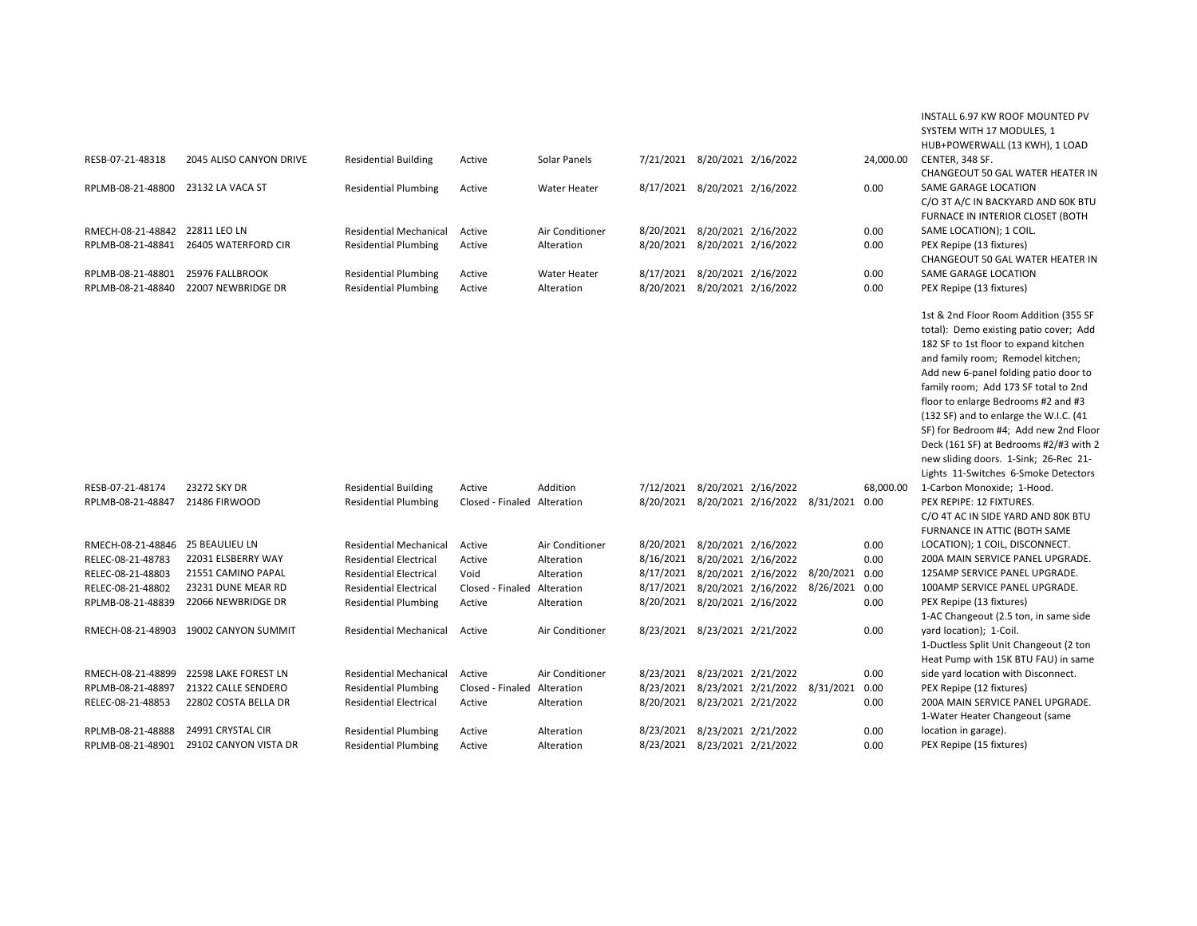| | | | | | | | | | | |
|---|---|---|---|---|---|---|---|---|---|---|
| RESB-07-21-48318 | 2045 ALISO CANYON DRIVE | Residential Building | Active | Solar Panels | 7/21/2021 | 8/20/2021 | 2/16/2022 | | 24,000.00 | INSTALL 6.97 KW ROOF MOUNTED PV SYSTEM WITH 17 MODULES, 1 HUB+POWERWALL (13 KWH), 1 LOAD CENTER, 348 SF. |
| RPLMB-08-21-48800 | 23132 LA VACA ST | Residential Plumbing | Active | Water Heater | 8/17/2021 | 8/20/2021 | 2/16/2022 | | 0.00 | CHANGEOUT 50 GAL WATER HEATER IN SAME GARAGE LOCATION |
| RMECH-08-21-48842 | 22811 LEO LN | Residential Mechanical | Active | Air Conditioner | 8/20/2021 | 8/20/2021 | 2/16/2022 | | 0.00 | C/O 3T A/C IN BACKYARD AND 60K BTU FURNACE IN INTERIOR CLOSET (BOTH SAME LOCATION); 1 COIL. |
| RPLMB-08-21-48841 | 26405 WATERFORD CIR | Residential Plumbing | Active | Alteration | 8/20/2021 | 8/20/2021 | 2/16/2022 | | 0.00 | PEX Repipe (13 fixtures) |
| RPLMB-08-21-48801 | 25976 FALLBROOK | Residential Plumbing | Active | Water Heater | 8/17/2021 | 8/20/2021 | 2/16/2022 | | 0.00 | CHANGEOUT 50 GAL WATER HEATER IN SAME GARAGE LOCATION |
| RPLMB-08-21-48840 | 22007 NEWBRIDGE DR | Residential Plumbing | Active | Alteration | 8/20/2021 | 8/20/2021 | 2/16/2022 | | 0.00 | PEX Repipe (13 fixtures) |
| RESB-07-21-48174 | 23272 SKY DR | Residential Building | Active | Addition | 7/12/2021 | 8/20/2021 | 2/16/2022 | | 68,000.00 | 1st & 2nd Floor Room Addition (355 SF total): Demo existing patio cover; Add 182 SF to 1st floor to expand kitchen and family room; Remodel kitchen; Add new 6-panel folding patio door to family room; Add 173 SF total to 2nd floor to enlarge Bedrooms #2 and #3 (132 SF) and to enlarge the W.I.C. (41 SF) for Bedroom #4; Add new 2nd Floor Deck (161 SF) at Bedrooms #2/#3 with 2 new sliding doors. 1-Sink; 26-Rec 21-Lights 11-Switches 6-Smoke Detectors 1-Carbon Monoxide; 1-Hood. |
| RPLMB-08-21-48847 | 21486 FIRWOOD | Residential Plumbing | Closed - Finaled | Alteration | 8/20/2021 | 8/20/2021 | 2/16/2022 | 8/31/2021 | 0.00 | PEX REPIPE: 12 FIXTURES. |
| RMECH-08-21-48846 | 25 BEAULIEU LN | Residential Mechanical | Active | Air Conditioner | 8/20/2021 | 8/20/2021 | 2/16/2022 | | 0.00 | C/O 4T AC IN SIDE YARD AND 80K BTU FURNACE IN ATTIC (BOTH SAME LOCATION); 1 COIL, DISCONNECT. |
| RELEC-08-21-48783 | 22031 ELSBERRY WAY | Residential Electrical | Active | Alteration | 8/16/2021 | 8/20/2021 | 2/16/2022 | | 0.00 | 200A MAIN SERVICE PANEL UPGRADE. |
| RELEC-08-21-48803 | 21551 CAMINO PAPAL | Residential Electrical | Void | Alteration | 8/17/2021 | 8/20/2021 | 2/16/2022 | 8/20/2021 | 0.00 | 125AMP SERVICE PANEL UPGRADE. |
| RELEC-08-21-48802 | 23231 DUNE MEAR RD | Residential Electrical | Closed - Finaled | Alteration | 8/17/2021 | 8/20/2021 | 2/16/2022 | 8/26/2021 | 0.00 | 100AMP SERVICE PANEL UPGRADE. |
| RPLMB-08-21-48839 | 22066 NEWBRIDGE DR | Residential Plumbing | Active | Alteration | 8/20/2021 | 8/20/2021 | 2/16/2022 | | 0.00 | PEX Repipe (13 fixtures) |
| RMECH-08-21-48903 | 19002 CANYON SUMMIT | Residential Mechanical | Active | Air Conditioner | 8/23/2021 | 8/23/2021 | 2/21/2022 | | 0.00 | 1-AC Changeout (2.5 ton, in same side yard location); 1-Coil. |
| RMECH-08-21-48899 | 22598 LAKE FOREST LN | Residential Mechanical | Active | Air Conditioner | 8/23/2021 | 8/23/2021 | 2/21/2022 | | 0.00 | 1-Ductless Split Unit Changeout (2 ton Heat Pump with 15K BTU FAU) in same side yard location with Disconnect. |
| RPLMB-08-21-48897 | 21322 CALLE SENDERO | Residential Plumbing | Closed - Finaled | Alteration | 8/23/2021 | 8/23/2021 | 2/21/2022 | 8/31/2021 | 0.00 | PEX Repipe (12 fixtures) |
| RELEC-08-21-48853 | 22802 COSTA BELLA DR | Residential Electrical | Active | Alteration | 8/20/2021 | 8/23/2021 | 2/21/2022 | | 0.00 | 200A MAIN SERVICE PANEL UPGRADE. |
| RPLMB-08-21-48888 | 24991 CRYSTAL CIR | Residential Plumbing | Active | Alteration | 8/23/2021 | 8/23/2021 | 2/21/2022 | | 0.00 | 1-Water Heater Changeout (same location in garage). |
| RPLMB-08-21-48901 | 29102 CANYON VISTA DR | Residential Plumbing | Active | Alteration | 8/23/2021 | 8/23/2021 | 2/21/2022 | | 0.00 | PEX Repipe (15 fixtures) |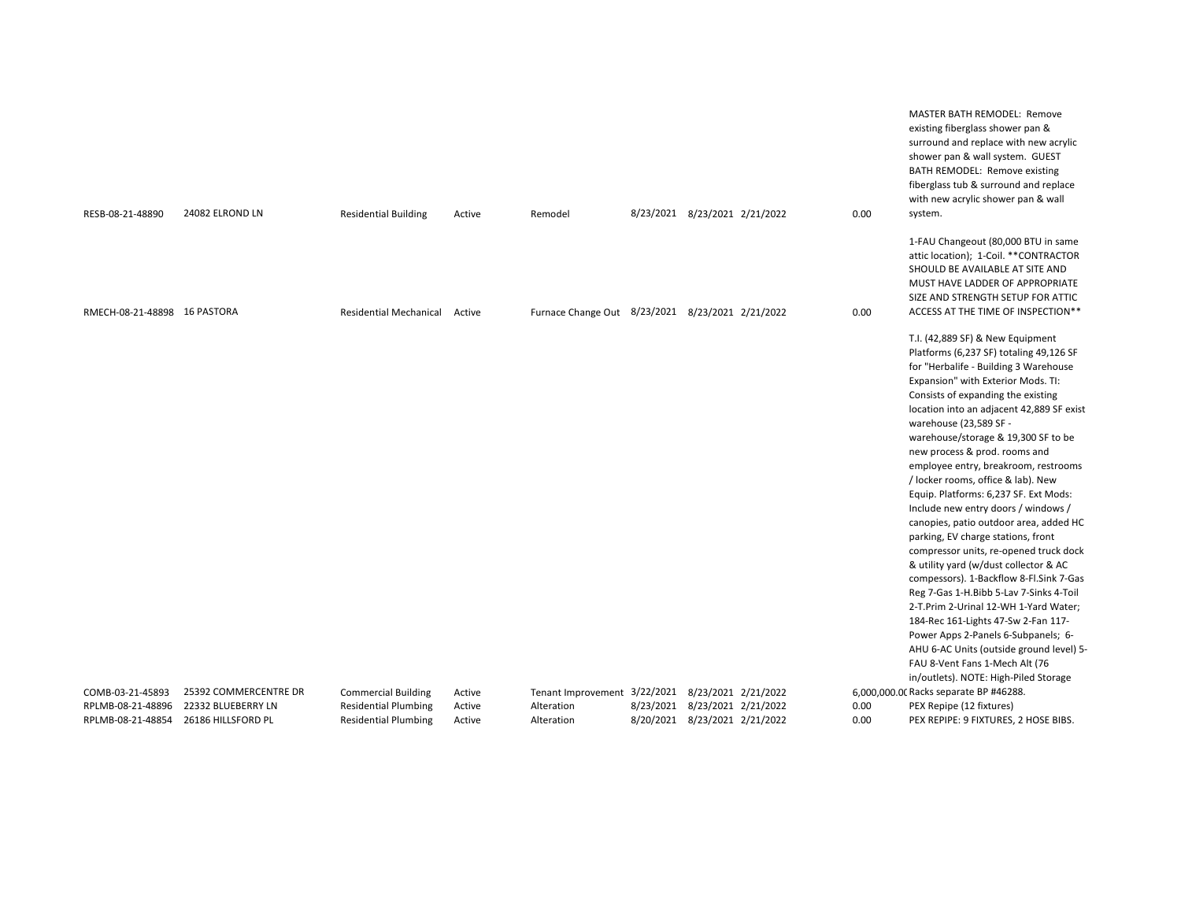| | | | | | | | | | |
|---|---|---|---|---|---|---|---|---|---|
| RESB-08-21-48890 | 24082 ELROND LN | Residential Building | Active | Remodel | 8/23/2021 | 8/23/2021 | 2/21/2022 | 0.00 | MASTER BATH REMODEL: Remove existing fiberglass shower pan & surround and replace with new acrylic shower pan & wall system. GUEST BATH REMODEL: Remove existing fiberglass tub & surround and replace with new acrylic shower pan & wall system. |
| RMECH-08-21-48898 | 16 PASTORA | Residential Mechanical | Active | Furnace Change Out | 8/23/2021 | 8/23/2021 | 2/21/2022 | 0.00 | 1-FAU Changeout (80,000 BTU in same attic location); 1-Coil. **CONTRACTOR SHOULD BE AVAILABLE AT SITE AND MUST HAVE LADDER OF APPROPRIATE SIZE AND STRENGTH SETUP FOR ATTIC ACCESS AT THE TIME OF INSPECTION** |
| COMB-03-21-45893 | 25392 COMMERCENTRE DR | Commercial Building | Active | Tenant Improvement | 3/22/2021 | 8/23/2021 | 2/21/2022 | 6,000,000.00 | T.I. (42,889 SF) & New Equipment Platforms (6,237 SF) totaling 49,126 SF for "Herbalife - Building 3 Warehouse Expansion" with Exterior Mods. TI: Consists of expanding the existing location into an adjacent 42,889 SF exist warehouse (23,589 SF - warehouse/storage & 19,300 SF to be new process & prod. rooms and employee entry, breakroom, restrooms / locker rooms, office & lab). New Equip. Platforms: 6,237 SF. Ext Mods: Include new entry doors / windows / canopies, patio outdoor area, added HC parking, EV charge stations, front compressor units, re-opened truck dock & utility yard (w/dust collector & AC compessors). 1-Backflow 8-Fl.Sink 7-Gas Reg 7-Gas 1-H.Bibb 5-Lav 7-Sinks 4-Toil 2-T.Prim 2-Urinal 12-WH 1-Yard Water; 184-Rec 161-Lights 47-Sw 2-Fan 117-Power Apps 2-Panels 6-Subpanels; 6-AHU 6-AC Units (outside ground level) 5-FAU 8-Vent Fans 1-Mech Alt (76 in/outlets). NOTE: High-Piled Storage Racks separate BP #46288. |
| RPLMB-08-21-48896 | 22332 BLUEBERRY LN | Residential Plumbing | Active | Alteration | 8/23/2021 | 8/23/2021 | 2/21/2022 | 0.00 | PEX Repipe (12 fixtures) |
| RPLMB-08-21-48854 | 26186 HILLSFORD PL | Residential Plumbing | Active | Alteration | 8/20/2021 | 8/23/2021 | 2/21/2022 | 0.00 | PEX REPIPE: 9 FIXTURES, 2 HOSE BIBS. |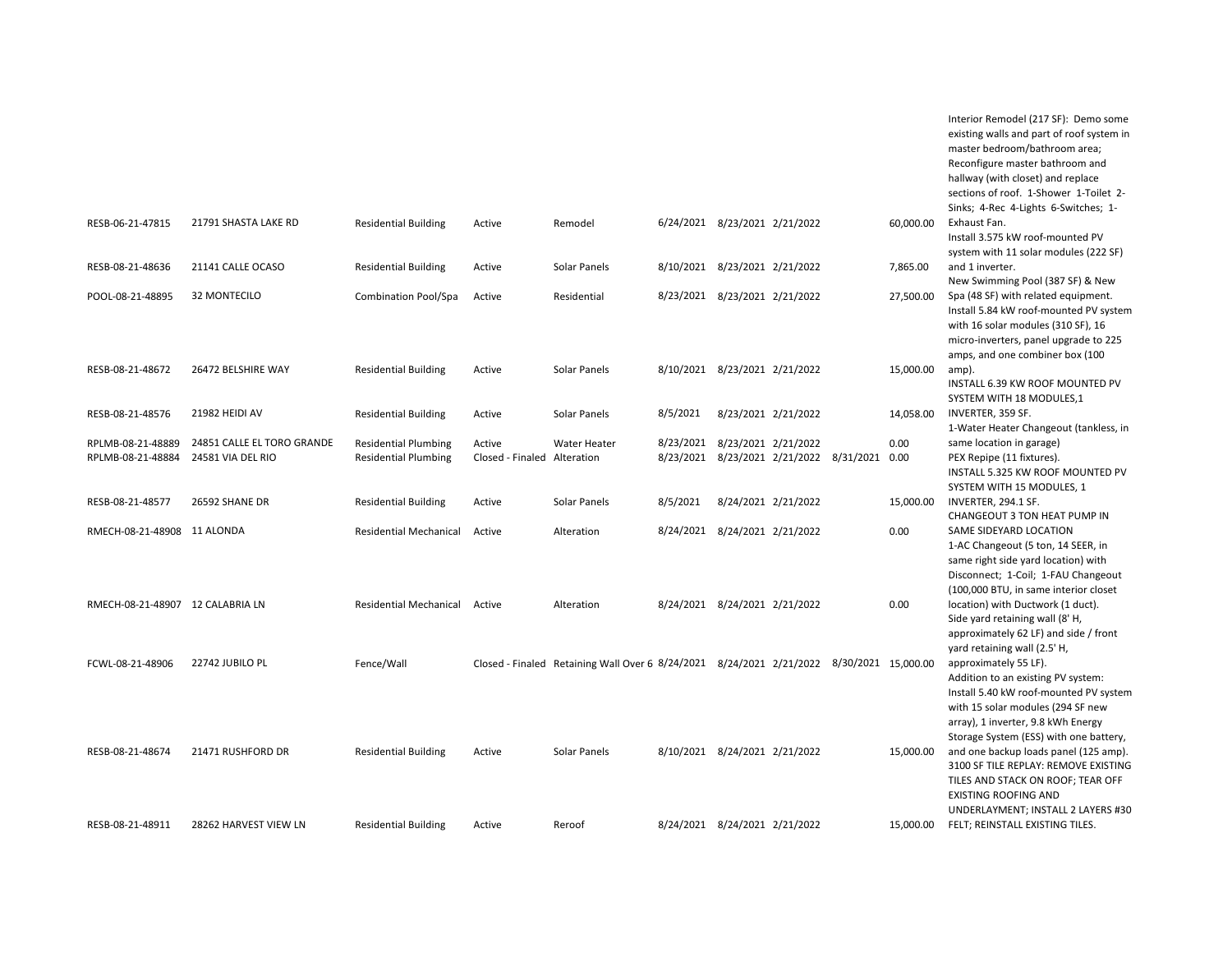| | | | | | | | | | | |
|---|---|---|---|---|---|---|---|---|---|---|
| RESB-06-21-47815 | 21791 SHASTA LAKE RD | Residential Building | Active | Remodel | 6/24/2021 | 8/23/2021 | 2/21/2022 | | 60,000.00 | Interior Remodel (217 SF): Demo some existing walls and part of roof system in master bedroom/bathroom area; Reconfigure master bathroom and hallway (with closet) and replace sections of roof. 1-Shower 1-Toilet 2-Sinks; 4-Rec 4-Lights 6-Switches; 1-Exhaust Fan. |
| RESB-08-21-48636 | 21141 CALLE OCASO | Residential Building | Active | Solar Panels | 8/10/2021 | 8/23/2021 | 2/21/2022 | | 7,865.00 | Install 3.575 kW roof-mounted PV system with 11 solar modules (222 SF) and 1 inverter. |
| POOL-08-21-48895 | 32 MONTECILO | Combination Pool/Spa | Active | Residential | 8/23/2021 | 8/23/2021 | 2/21/2022 | | 27,500.00 | New Swimming Pool (387 SF) & New Spa (48 SF) with related equipment. |
| RESB-08-21-48672 | 26472 BELSHIRE WAY | Residential Building | Active | Solar Panels | 8/10/2021 | 8/23/2021 | 2/21/2022 | | 15,000.00 | Install 5.84 kW roof-mounted PV system with 16 solar modules (310 SF), 16 micro-inverters, panel upgrade to 225 amps, and one combiner box (100 amp). |
| RESB-08-21-48576 | 21982 HEIDI AV | Residential Building | Active | Solar Panels | 8/5/2021 | 8/23/2021 | 2/21/2022 | | 14,058.00 | INSTALL 6.39 KW ROOF MOUNTED PV SYSTEM WITH 18 MODULES,1 INVERTER, 359 SF. |
| RPLMB-08-21-48889 | 24851 CALLE EL TORO GRANDE | Residential Plumbing | Active | Water Heater | 8/23/2021 | 8/23/2021 | 2/21/2022 | | 0.00 | 1-Water Heater Changeout (tankless, in same location in garage) |
| RPLMB-08-21-48884 | 24581 VIA DEL RIO | Residential Plumbing | Closed - Finaled | Alteration | 8/23/2021 | 8/23/2021 | 2/21/2022 | 8/31/2021 | 0.00 | PEX Repipe (11 fixtures). |
| RESB-08-21-48577 | 26592 SHANE DR | Residential Building | Active | Solar Panels | 8/5/2021 | 8/24/2021 | 2/21/2022 | | 15,000.00 | INSTALL 5.325 KW ROOF MOUNTED PV SYSTEM WITH 15 MODULES, 1 INVERTER, 294.1 SF. |
| RMECH-08-21-48908 | 11 ALONDA | Residential Mechanical | Active | Alteration | 8/24/2021 | 8/24/2021 | 2/21/2022 | | 0.00 | CHANGEOUT 3 TON HEAT PUMP IN SAME SIDEYARD LOCATION |
| RMECH-08-21-48907 | 12 CALABRIA LN | Residential Mechanical | Active | Alteration | 8/24/2021 | 8/24/2021 | 2/21/2022 | | 0.00 | 1-AC Changeout (5 ton, 14 SEER, in same right side yard location) with Disconnect; 1-Coil; 1-FAU Changeout (100,000 BTU, in same interior closet location) with Ductwork (1 duct). |
| FCWL-08-21-48906 | 22742 JUBILO PL | Fence/Wall | Closed - Finaled | Retaining Wall Over 6 | 8/24/2021 | 8/24/2021 | 2/21/2022 | 8/30/2021 | 15,000.00 | Side yard retaining wall (8' H, approximately 62 LF) and side / front yard retaining wall (2.5' H, approximately 55 LF). |
| RESB-08-21-48674 | 21471 RUSHFORD DR | Residential Building | Active | Solar Panels | 8/10/2021 | 8/24/2021 | 2/21/2022 | | 15,000.00 | Addition to an existing PV system: Install 5.40 kW roof-mounted PV system with 15 solar modules (294 SF new array), 1 inverter, 9.8 kWh Energy Storage System (ESS) with one battery, and one backup loads panel (125 amp). |
| RESB-08-21-48911 | 28262 HARVEST VIEW LN | Residential Building | Active | Reroof | 8/24/2021 | 8/24/2021 | 2/21/2022 | | 15,000.00 | 3100 SF TILE REPLAY: REMOVE EXISTING TILES AND STACK ON ROOF; TEAR OFF EXISTING ROOFING AND UNDERLAYMENT; INSTALL 2 LAYERS #30 FELT; REINSTALL EXISTING TILES. |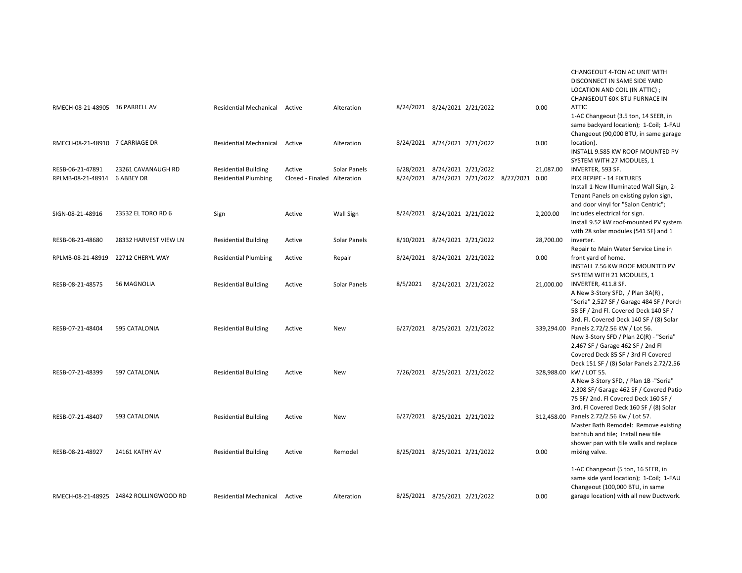| | | | | | | | | | | |
|---|---|---|---|---|---|---|---|---|---|---|
| RMECH-08-21-48905 | 36 PARRELL AV | Residential Mechanical | Active | Alteration | 8/24/2021 | 8/24/2021 | 2/21/2022 | | 0.00 | CHANGEOUT 4-TON AC UNIT WITH DISCONNECT IN SAME SIDE YARD LOCATION AND COIL (IN ATTIC) ; CHANGEOUT 60K BTU FURNACE IN ATTIC |
| RMECH-08-21-48910 | 7 CARRIAGE DR | Residential Mechanical | Active | Alteration | 8/24/2021 | 8/24/2021 | 2/21/2022 | | 0.00 | 1-AC Changeout (3.5 ton, 14 SEER, in same backyard location); 1-Coil; 1-FAU Changeout (90,000 BTU, in same garage location). |
| RESB-06-21-47891 | 23261 CAVANAUGH RD | Residential Building | Active | Solar Panels | 6/28/2021 | 8/24/2021 | 2/21/2022 | | 21,087.00 | INSTALL 9.585 KW ROOF MOUNTED PV SYSTEM WITH 27 MODULES, 1 INVERTER, 593 SF. |
| RPLMB-08-21-48914 | 6 ABBEY DR | Residential Plumbing | Closed - Finaled | Alteration | 8/24/2021 | 8/24/2021 | 2/21/2022 | 8/27/2021 | 0.00 | PEX REPIPE - 14 FIXTURES |
| SIGN-08-21-48916 | 23532 EL TORO RD 6 | Sign | Active | Wall Sign | 8/24/2021 | 8/24/2021 | 2/21/2022 | | 2,200.00 | Install 1-New Illuminated Wall Sign, 2-Tenant Panels on existing pylon sign, and door vinyl for "Salon Centric"; Includes electrical for sign. |
| RESB-08-21-48680 | 28332 HARVEST VIEW LN | Residential Building | Active | Solar Panels | 8/10/2021 | 8/24/2021 | 2/21/2022 | | 28,700.00 | Install 9.52 kW roof-mounted PV system with 28 solar modules (541 SF) and 1 inverter. |
| RPLMB-08-21-48919 | 22712 CHERYL WAY | Residential Plumbing | Active | Repair | 8/24/2021 | 8/24/2021 | 2/21/2022 | | 0.00 | Repair to Main Water Service Line in front yard of home. |
| RESB-08-21-48575 | 56 MAGNOLIA | Residential Building | Active | Solar Panels | 8/5/2021 | 8/24/2021 | 2/21/2022 | | 21,000.00 | INSTALL 7.56 KW ROOF MOUNTED PV SYSTEM WITH 21 MODULES, 1 INVERTER, 411.8 SF. |
| RESB-07-21-48404 | 595 CATALONIA | Residential Building | Active | New | 6/27/2021 | 8/25/2021 | 2/21/2022 | | 339,294.00 | A New 3-Story SFD, / Plan 3A(R) , "Soria" 2,527 SF / Garage 484 SF / Porch 58 SF / 2nd Fl. Covered Deck 140 SF / 3rd. Fl. Covered Deck 140 SF / (8) Solar Panels 2.72/2.56 KW / Lot 56. |
| RESB-07-21-48399 | 597 CATALONIA | Residential Building | Active | New | 7/26/2021 | 8/25/2021 | 2/21/2022 | | 328,988.00 | New 3-Story SFD / Plan 2C(R) - "Soria" 2,467 SF / Garage 462 SF / 2nd Fl Covered Deck 85 SF / 3rd Fl Covered Deck 151 SF / (8) Solar Panels 2.72/2.56 kW / LOT 55. |
| RESB-07-21-48407 | 593 CATALONIA | Residential Building | Active | New | 6/27/2021 | 8/25/2021 | 2/21/2022 | | 312,458.00 | A New 3-Story SFD, / Plan 1B -"Soria" 2,308 SF/ Garage 462 SF / Covered Patio 75 SF/ 2nd. Fl Covered Deck 160 SF / 3rd. Fl Covered Deck 160 SF / (8) Solar Panels 2.72/2.56 Kw / Lot 57. |
| RESB-08-21-48927 | 24161 KATHY AV | Residential Building | Active | Remodel | 8/25/2021 | 8/25/2021 | 2/21/2022 | | 0.00 | Master Bath Remodel: Remove existing bathtub and tile; Install new tile shower pan with tile walls and replace mixing valve. |
| RMECH-08-21-48925 | 24842 ROLLINGWOOD RD | Residential Mechanical | Active | Alteration | 8/25/2021 | 8/25/2021 | 2/21/2022 | | 0.00 | 1-AC Changeout (5 ton, 16 SEER, in same side yard location); 1-Coil; 1-FAU Changeout (100,000 BTU, in same garage location) with all new Ductwork. |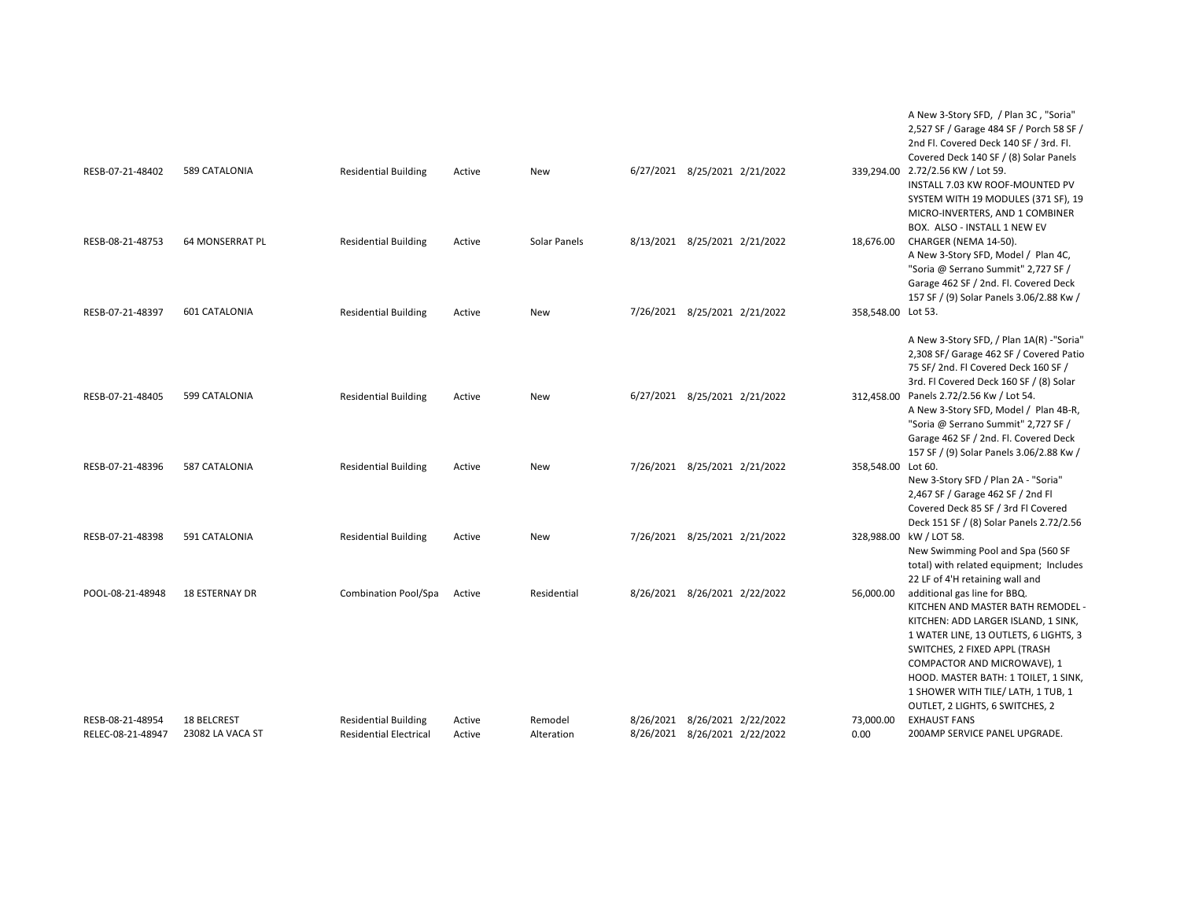| | | | | | | | | | |
|---|---|---|---|---|---|---|---|---|---|
| RESB-07-21-48402 | 589 CATALONIA | Residential Building | Active | New | 6/27/2021 | 8/25/2021 | 2/21/2022 | 339,294.00 | A New 3-Story SFD, / Plan 3C , "Soria" 2,527 SF / Garage 484 SF / Porch 58 SF / 2nd Fl. Covered Deck 140 SF / 3rd. Fl. Covered Deck 140 SF / (8) Solar Panels 2.72/2.56 KW / Lot 59. |
| RESB-08-21-48753 | 64 MONSERRAT PL | Residential Building | Active | Solar Panels | 8/13/2021 | 8/25/2021 | 2/21/2022 | 18,676.00 | INSTALL 7.03 KW ROOF-MOUNTED PV SYSTEM WITH 19 MODULES (371 SF), 19 MICRO-INVERTERS, AND 1 COMBINER BOX. ALSO - INSTALL 1 NEW EV CHARGER (NEMA 14-50). |
| RESB-07-21-48397 | 601 CATALONIA | Residential Building | Active | New | 7/26/2021 | 8/25/2021 | 2/21/2022 | 358,548.00 | A New 3-Story SFD, Model / Plan 4C, "Soria @ Serrano Summit" 2,727 SF / Garage 462 SF / 2nd. Fl. Covered Deck 157 SF / (9) Solar Panels 3.06/2.88 Kw / Lot 53. |
| RESB-07-21-48405 | 599 CATALONIA | Residential Building | Active | New | 6/27/2021 | 8/25/2021 | 2/21/2022 | 312,458.00 | A New 3-Story SFD, / Plan 1A(R) -"Soria" 2,308 SF/ Garage 462 SF / Covered Patio 75 SF/ 2nd. Fl Covered Deck 160 SF / 3rd. Fl Covered Deck 160 SF / (8) Solar Panels 2.72/2.56 Kw / Lot 54. |
| RESB-07-21-48396 | 587 CATALONIA | Residential Building | Active | New | 7/26/2021 | 8/25/2021 | 2/21/2022 | 358,548.00 | A New 3-Story SFD, Model / Plan 4B-R, "Soria @ Serrano Summit" 2,727 SF / Garage 462 SF / 2nd. Fl. Covered Deck 157 SF / (9) Solar Panels 3.06/2.88 Kw / Lot 60. |
| RESB-07-21-48398 | 591 CATALONIA | Residential Building | Active | New | 7/26/2021 | 8/25/2021 | 2/21/2022 | 328,988.00 | New 3-Story SFD / Plan 2A - "Soria" 2,467 SF / Garage 462 SF / 2nd Fl Covered Deck 85 SF / 3rd Fl Covered Deck 151 SF / (8) Solar Panels 2.72/2.56 kW / LOT 58. |
| POOL-08-21-48948 | 18 ESTERNAY DR | Combination Pool/Spa | Active | Residential | 8/26/2021 | 8/26/2021 | 2/22/2022 | 56,000.00 | New Swimming Pool and Spa (560 SF total) with related equipment; Includes 22 LF of 4'H retaining wall and additional gas line for BBQ. |
| RESB-08-21-48954 | 18 BELCREST | Residential Building | Active | Remodel | 8/26/2021 | 8/26/2021 | 2/22/2022 | 73,000.00 | KITCHEN AND MASTER BATH REMODEL - KITCHEN: ADD LARGER ISLAND, 1 SINK, 1 WATER LINE, 13 OUTLETS, 6 LIGHTS, 3 SWITCHES, 2 FIXED APPL (TRASH COMPACTOR AND MICROWAVE), 1 HOOD. MASTER BATH: 1 TOILET, 1 SINK, 1 SHOWER WITH TILE/ LATH, 1 TUB, 1 OUTLET, 2 LIGHTS, 6 SWITCHES, 2 EXHAUST FANS |
| RELEC-08-21-48947 | 23082 LA VACA ST | Residential Electrical | Active | Alteration | 8/26/2021 | 8/26/2021 | 2/22/2022 | 0.00 | 200AMP SERVICE PANEL UPGRADE. |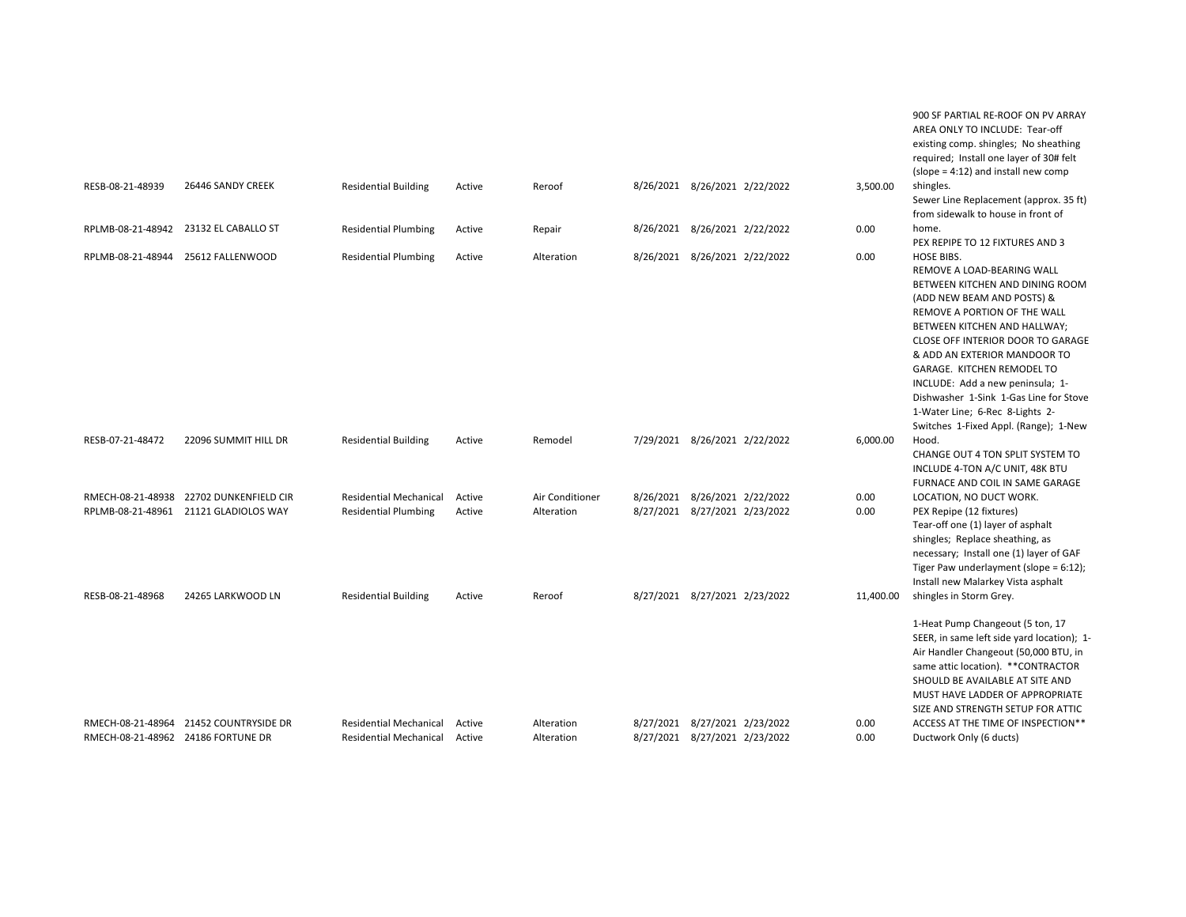| | | | | | | | | | |
|---|---|---|---|---|---|---|---|---|---|
| RESB-08-21-48939 | 26446 SANDY CREEK | Residential Building | Active | Reroof | 8/26/2021 | 8/26/2021 | 2/22/2022 | 3,500.00 | 900 SF PARTIAL RE-ROOF ON PV ARRAY AREA ONLY TO INCLUDE: Tear-off existing comp. shingles; No sheathing required; Install one layer of 30# felt (slope = 4:12) and install new comp shingles. |
| RPLMB-08-21-48942 | 23132 EL CABALLO ST | Residential Plumbing | Active | Repair | 8/26/2021 | 8/26/2021 | 2/22/2022 | 0.00 | Sewer Line Replacement (approx. 35 ft) from sidewalk to house in front of home. |
| RPLMB-08-21-48944 | 25612 FALLENWOOD | Residential Plumbing | Active | Alteration | 8/26/2021 | 8/26/2021 | 2/22/2022 | 0.00 | PEX REPIPE TO 12 FIXTURES AND 3 HOSE BIBS. |
| RESB-07-21-48472 | 22096 SUMMIT HILL DR | Residential Building | Active | Remodel | 7/29/2021 | 8/26/2021 | 2/22/2022 | 6,000.00 | REMOVE A LOAD-BEARING WALL BETWEEN KITCHEN AND DINING ROOM (ADD NEW BEAM AND POSTS) & REMOVE A PORTION OF THE WALL BETWEEN KITCHEN AND HALLWAY; CLOSE OFF INTERIOR DOOR TO GARAGE & ADD AN EXTERIOR MANDOOR TO GARAGE. KITCHEN REMODEL TO INCLUDE: Add a new peninsula; 1-Dishwasher 1-Sink 1-Gas Line for Stove 1-Water Line; 6-Rec 8-Lights 2-Switches 1-Fixed Appl. (Range); 1-New Hood. |
| RMECH-08-21-48938 | 22702 DUNKENFIELD CIR | Residential Mechanical | Active | Air Conditioner | 8/26/2021 | 8/26/2021 | 2/22/2022 | 0.00 | CHANGE OUT 4 TON SPLIT SYSTEM TO INCLUDE 4-TON A/C UNIT, 48K BTU FURNACE AND COIL IN SAME GARAGE LOCATION, NO DUCT WORK. |
| RPLMB-08-21-48961 | 21121 GLADIOLOS WAY | Residential Plumbing | Active | Alteration | 8/27/2021 | 8/27/2021 | 2/23/2022 | 0.00 | PEX Repipe (12 fixtures) |
| RESB-08-21-48968 | 24265 LARKWOOD LN | Residential Building | Active | Reroof | 8/27/2021 | 8/27/2021 | 2/23/2022 | 11,400.00 | Tear-off one (1) layer of asphalt shingles; Replace sheathing, as necessary; Install one (1) layer of GAF Tiger Paw underlayment (slope = 6:12); Install new Malarkey Vista asphalt shingles in Storm Grey. |
| RMECH-08-21-48964 | 21452 COUNTRYSIDE DR | Residential Mechanical | Active | Alteration | 8/27/2021 | 8/27/2021 | 2/23/2022 | 0.00 | 1-Heat Pump Changeout (5 ton, 17 SEER, in same left side yard location); 1-Air Handler Changeout (50,000 BTU, in same attic location). **CONTRACTOR SHOULD BE AVAILABLE AT SITE AND MUST HAVE LADDER OF APPROPRIATE SIZE AND STRENGTH SETUP FOR ATTIC ACCESS AT THE TIME OF INSPECTION** |
| RMECH-08-21-48962 | 24186 FORTUNE DR | Residential Mechanical | Active | Alteration | 8/27/2021 | 8/27/2021 | 2/23/2022 | 0.00 | Ductwork Only (6 ducts) |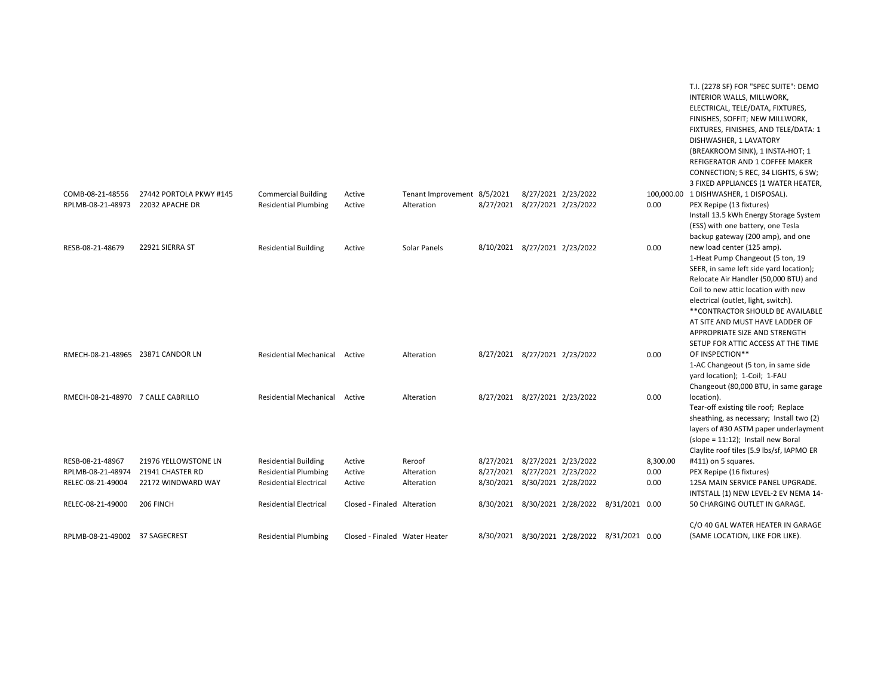| | | | | | | | | | | |
|---|---|---|---|---|---|---|---|---|---|---|
| COMB-08-21-48556 | 27442 PORTOLA PKWY #145 | Commercial Building | Active | Tenant Improvement | 8/5/2021 | 8/27/2021 | 2/23/2022 | | 100,000.00 | T.I. (2278 SF) FOR "SPEC SUITE": DEMO INTERIOR WALLS, MILLWORK, ELECTRICAL, TELE/DATA, FIXTURES, FINISHES, SOFFIT; NEW MILLWORK, FIXTURES, FINISHES, AND TELE/DATA: 1 DISHWASHER, 1 LAVATORY (BREAKROOM SINK), 1 INSTA-HOT; 1 REFIGERATOR AND 1 COFFEE MAKER CONNECTION; 5 REC, 34 LIGHTS, 6 SW; 3 FIXED APPLIANCES (1 WATER HEATER, 1 DISHWASHER, 1 DISPOSAL). |
| RPLMB-08-21-48973 | 22032 APACHE DR | Residential Plumbing | Active | Alteration | 8/27/2021 | 8/27/2021 | 2/23/2022 | | 0.00 | PEX Repipe (13 fixtures) |
| RESB-08-21-48679 | 22921 SIERRA ST | Residential Building | Active | Solar Panels | 8/10/2021 | 8/27/2021 | 2/23/2022 | | 0.00 | Install 13.5 kWh Energy Storage System (ESS) with one battery, one Tesla backup gateway (200 amp), and one new load center (125 amp). |
| RMECH-08-21-48965 | 23871 CANDOR LN | Residential Mechanical | Active | Alteration | 8/27/2021 | 8/27/2021 | 2/23/2022 | | 0.00 | 1-Heat Pump Changeout (5 ton, 19 SEER, in same left side yard location); Relocate Air Handler (50,000 BTU) and Coil to new attic location with new electrical (outlet, light, switch). **CONTRACTOR SHOULD BE AVAILABLE AT SITE AND MUST HAVE LADDER OF APPROPRIATE SIZE AND STRENGTH SETUP FOR ATTIC ACCESS AT THE TIME OF INSPECTION** |
| RMECH-08-21-48970 | 7 CALLE CABRILLO | Residential Mechanical | Active | Alteration | 8/27/2021 | 8/27/2021 | 2/23/2022 | | 0.00 | 1-AC Changeout (5 ton, in same side yard location); 1-Coil; 1-FAU Changeout (80,000 BTU, in same garage location). |
| RESB-08-21-48967 | 21976 YELLOWSTONE LN | Residential Building | Active | Reroof | 8/27/2021 | 8/27/2021 | 2/23/2022 | | 8,300.00 | Tear-off existing tile roof; Replace sheathing, as necessary; Install two (2) layers of #30 ASTM paper underlayment (slope = 11:12); Install new Boral Claylite roof tiles (5.9 lbs/sf, IAPMO ER #411) on 5 squares. |
| RPLMB-08-21-48974 | 21941 CHASTER RD | Residential Plumbing | Active | Alteration | 8/27/2021 | 8/27/2021 | 2/23/2022 | | 0.00 | PEX Repipe (16 fixtures) |
| RELEC-08-21-49004 | 22172 WINDWARD WAY | Residential Electrical | Active | Alteration | 8/30/2021 | 8/30/2021 | 2/28/2022 | | 0.00 | 125A MAIN SERVICE PANEL UPGRADE. |
| RELEC-08-21-49000 | 206 FINCH | Residential Electrical | Closed - Finaled | Alteration | 8/30/2021 | 8/30/2021 | 2/28/2022 | 8/31/2021 | 0.00 | INTSTALL (1) NEW LEVEL-2 EV NEMA 14-50 CHARGING OUTLET IN GARAGE. |
| RPLMB-08-21-49002 | 37 SAGECREST | Residential Plumbing | Closed - Finaled | Water Heater | 8/30/2021 | 8/30/2021 | 2/28/2022 | 8/31/2021 | 0.00 | C/O 40 GAL WATER HEATER IN GARAGE (SAME LOCATION, LIKE FOR LIKE). |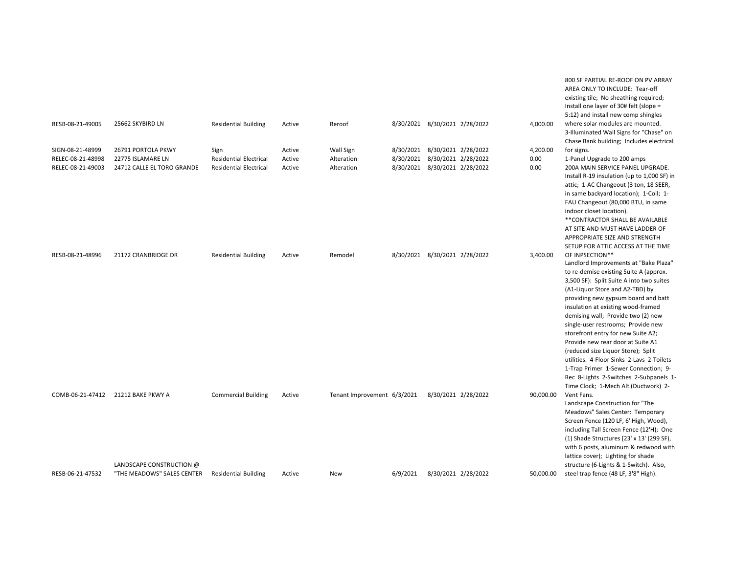| | | | | | | | | | |
|---|---|---|---|---|---|---|---|---|---|
| RESB-08-21-49005 | 25662 SKYBIRD LN | Residential Building | Active | Reroof | 8/30/2021 | 8/30/2021 | 2/28/2022 | 4,000.00 | 800 SF PARTIAL RE-ROOF ON PV ARRAY AREA ONLY TO INCLUDE: Tear-off existing tile; No sheathing required; Install one layer of 30# felt (slope = 5:12) and install new comp shingles where solar modules are mounted. |
| SIGN-08-21-48999 | 26791 PORTOLA PKWY | Sign | Active | Wall Sign | 8/30/2021 | 8/30/2021 | 2/28/2022 | 4,200.00 | 3-Illuminated Wall Signs for "Chase" on Chase Bank building; Includes electrical for signs. |
| RELEC-08-21-48998 | 22775 ISLAMARE LN | Residential Electrical | Active | Alteration | 8/30/2021 | 8/30/2021 | 2/28/2022 | 0.00 | 1-Panel Upgrade to 200 amps |
| RELEC-08-21-49003 | 24712 CALLE EL TORO GRANDE | Residential Electrical | Active | Alteration | 8/30/2021 | 8/30/2021 | 2/28/2022 | 0.00 | 200A MAIN SERVICE PANEL UPGRADE. |
| RESB-08-21-48996 | 21172 CRANBRIDGE DR | Residential Building | Active | Remodel | 8/30/2021 | 8/30/2021 | 2/28/2022 | 3,400.00 | Install R-19 insulation (up to 1,000 SF) in attic; 1-AC Changeout (3 ton, 18 SEER, in same backyard location); 1-Coil; 1-FAU Changeout (80,000 BTU, in same indoor closet location). **CONTRACTOR SHALL BE AVAILABLE AT SITE AND MUST HAVE LADDER OF APPROPRIATE SIZE AND STRENGTH SETUP FOR ATTIC ACCESS AT THE TIME OF INPSECTION** |
| COMB-06-21-47412 | 21212 BAKE PKWY A | Commercial Building | Active | Tenant Improvement | 6/3/2021 | 8/30/2021 | 2/28/2022 | 90,000.00 | Landlord Improvements at "Bake Plaza" to re-demise existing Suite A (approx. 3,500 SF): Split Suite A into two suites (A1-Liquor Store and A2-TBD) by providing new gypsum board and batt insulation at existing wood-framed demising wall; Provide two (2) new single-user restrooms; Provide new storefront entry for new Suite A2; Provide new rear door at Suite A1 (reduced size Liquor Store); Split utilities. 4-Floor Sinks 2-Lavs 2-Toilets 1-Trap Primer 1-Sewer Connection; 9-Rec 8-Lights 2-Switches 2-Subpanels 1-Time Clock; 1-Mech Alt (Ductwork) 2-Vent Fans. |
| RESB-06-21-47532 | LANDSCAPE CONSTRUCTION @ "THE MEADOWS" SALES CENTER | Residential Building | Active | New | 6/9/2021 | 8/30/2021 | 2/28/2022 | 50,000.00 | Landscape Construction for "The Meadows" Sales Center: Temporary Screen Fence (120 LF, 6' High, Wood), including Tall Screen Fence (12'H); One (1) Shade Structures [23' x 13' (299 SF), with 6 posts, aluminum & redwood with lattice cover); Lighting for shade structure (6-Lights & 1-Switch). Also, steel trap fence (48 LF, 3'8" High). |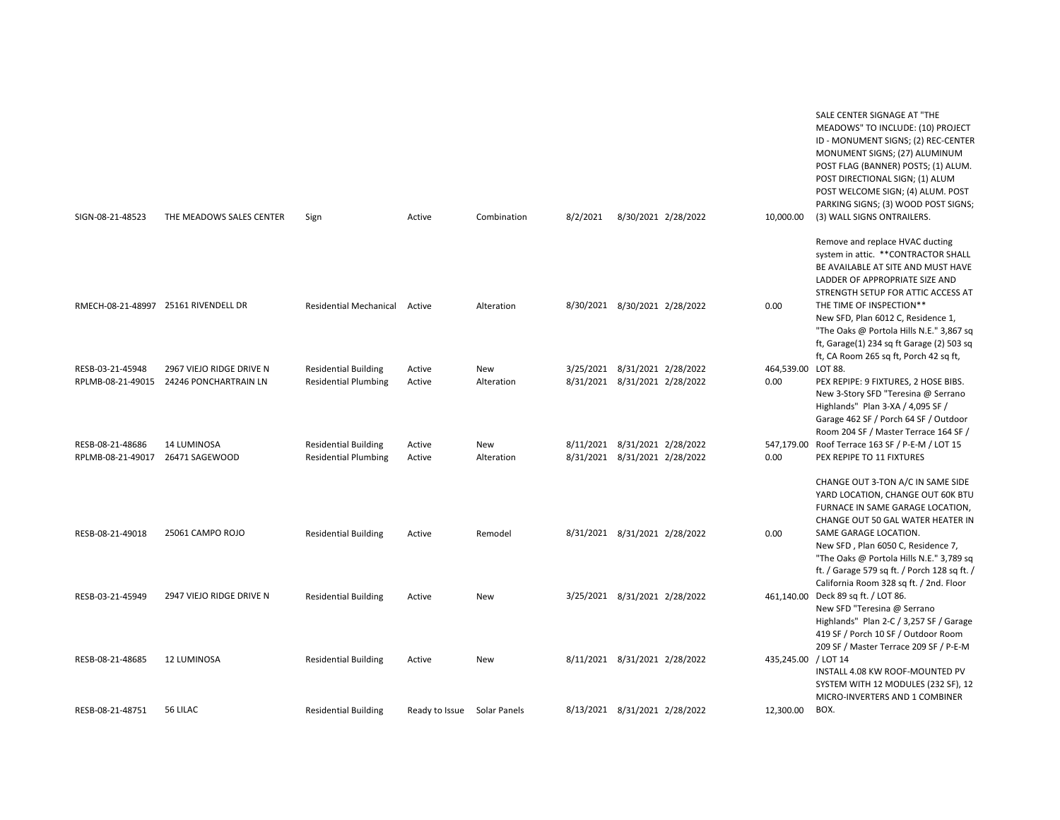| | | | | | | | | | |
|---|---|---|---|---|---|---|---|---|---|
| SIGN-08-21-48523 | THE MEADOWS SALES CENTER | Sign | Active | Combination | 8/2/2021 | 8/30/2021 | 2/28/2022 | 10,000.00 | SALE CENTER SIGNAGE AT "THE MEADOWS" TO INCLUDE: (10) PROJECT ID - MONUMENT SIGNS; (2) REC-CENTER MONUMENT SIGNS; (27) ALUMINUM POST FLAG (BANNER) POSTS; (1) ALUM. POST DIRECTIONAL SIGN; (1) ALUM POST WELCOME SIGN; (4) ALUM. POST PARKING SIGNS; (3) WOOD POST SIGNS; (3) WALL SIGNS ONTRAILERS. |
| RMECH-08-21-48997 | 25161 RIVENDELL DR | Residential Mechanical | Active | Alteration | 8/30/2021 | 8/30/2021 | 2/28/2022 | 0.00 | Remove and replace HVAC ducting system in attic. **CONTRACTOR SHALL BE AVAILABLE AT SITE AND MUST HAVE LADDER OF APPROPRIATE SIZE AND STRENGTH SETUP FOR ATTIC ACCESS AT THE TIME OF INSPECTION** |
| RESB-03-21-45948 | 2967 VIEJO RIDGE DRIVE N | Residential Building | Active | New | 3/25/2021 | 8/31/2021 | 2/28/2022 | 464,539.00 | New SFD, Plan 6012 C, Residence 1, "The Oaks @ Portola Hills N.E." 3,867 sq ft, Garage(1) 234 sq ft Garage (2) 503 sq ft, CA Room 265 sq ft, Porch 42 sq ft, LOT 88. |
| RPLMB-08-21-49015 | 24246 PONCHARTRAIN LN | Residential Plumbing | Active | Alteration | 8/31/2021 | 8/31/2021 | 2/28/2022 | 0.00 | PEX REPIPE: 9 FIXTURES, 2 HOSE BIBS. |
| RESB-08-21-48686 | 14 LUMINOSA | Residential Building | Active | New | 8/11/2021 | 8/31/2021 | 2/28/2022 | 547,179.00 | New 3-Story SFD "Teresina @ Serrano Highlands" Plan 3-XA / 4,095 SF / Garage 462 SF / Porch 64 SF / Outdoor Room 204 SF / Master Terrace 164 SF / Roof Terrace 163 SF / P-E-M / LOT 15 |
| RPLMB-08-21-49017 | 26471 SAGEWOOD | Residential Plumbing | Active | Alteration | 8/31/2021 | 8/31/2021 | 2/28/2022 | 0.00 | PEX REPIPE TO 11 FIXTURES |
| RESB-08-21-49018 | 25061 CAMPO ROJO | Residential Building | Active | Remodel | 8/31/2021 | 8/31/2021 | 2/28/2022 | 0.00 | CHANGE OUT 3-TON A/C IN SAME SIDE YARD LOCATION, CHANGE OUT 60K BTU FURNACE IN SAME GARAGE LOCATION, CHANGE OUT 50 GAL WATER HEATER IN SAME GARAGE LOCATION. |
| RESB-03-21-45949 | 2947 VIEJO RIDGE DRIVE N | Residential Building | Active | New | 3/25/2021 | 8/31/2021 | 2/28/2022 | 461,140.00 | New SFD , Plan 6050 C, Residence 7, "The Oaks @ Portola Hills N.E." 3,789 sq ft. / Garage 579 sq ft. / Porch 128 sq ft. / California Room 328 sq ft. / 2nd. Floor Deck 89 sq ft. / LOT 86. |
| RESB-08-21-48685 | 12 LUMINOSA | Residential Building | Active | New | 8/11/2021 | 8/31/2021 | 2/28/2022 | 435,245.00 | New SFD "Teresina @ Serrano Highlands" Plan 2-C / 3,257 SF / Garage 419 SF / Porch 10 SF / Outdoor Room 209 SF / Master Terrace 209 SF / P-E-M / LOT 14 |
| RESB-08-21-48751 | 56 LILAC | Residential Building | Ready to Issue | Solar Panels | 8/13/2021 | 8/31/2021 | 2/28/2022 | 12,300.00 | INSTALL 4.08 KW ROOF-MOUNTED PV SYSTEM WITH 12 MODULES (232 SF), 12 MICRO-INVERTERS AND 1 COMBINER BOX. |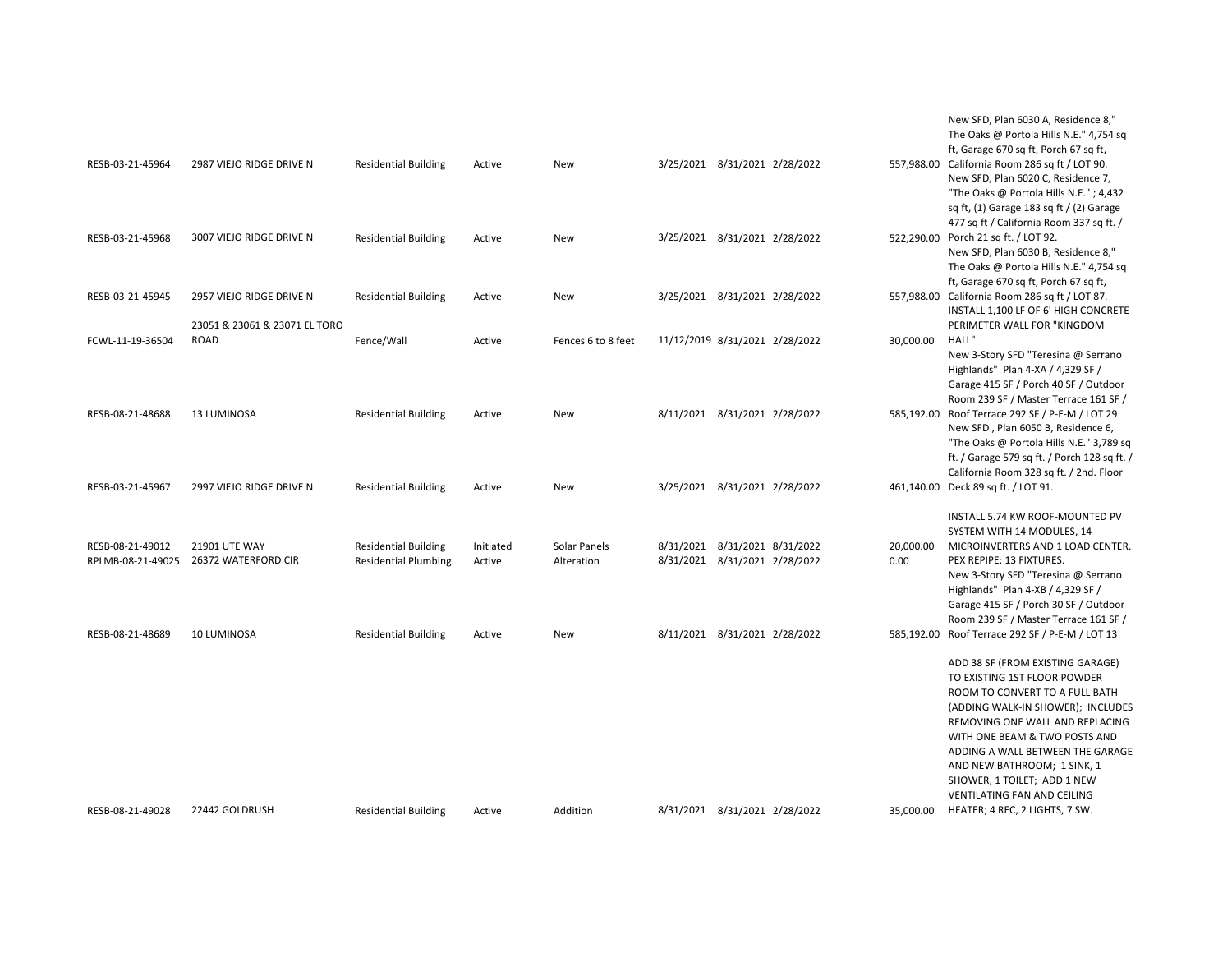| | | | | | | | | | |
|---|---|---|---|---|---|---|---|---|---|
| RESB-03-21-45964 | 2987 VIEJO RIDGE DRIVE N | Residential Building | Active | New | 3/25/2021 | 8/31/2021 | 2/28/2022 | 557,988.00 | New SFD, Plan 6030 A, Residence 8," The Oaks @ Portola Hills N.E." 4,754 sq ft, Garage 670 sq ft, Porch 67 sq ft, California Room 286 sq ft / LOT 90. |
| RESB-03-21-45968 | 3007 VIEJO RIDGE DRIVE N | Residential Building | Active | New | 3/25/2021 | 8/31/2021 | 2/28/2022 | 522,290.00 | New SFD, Plan 6020 C, Residence 7, "The Oaks @ Portola Hills N.E." ; 4,432 sq ft, (1) Garage 183 sq ft / (2) Garage 477 sq ft / California Room 337 sq ft. / Porch 21 sq ft. / LOT 92. |
| RESB-03-21-45945 | 2957 VIEJO RIDGE DRIVE N | Residential Building | Active | New | 3/25/2021 | 8/31/2021 | 2/28/2022 | 557,988.00 | New SFD, Plan 6030 B, Residence 8," The Oaks @ Portola Hills N.E." 4,754 sq ft, Garage 670 sq ft, Porch 67 sq ft, California Room 286 sq ft / LOT 87. |
| FCWL-11-19-36504 | 23051 & 23061 & 23071 EL TORO ROAD | Fence/Wall | Active | Fences 6 to 8 feet | 11/12/2019 | 8/31/2021 | 2/28/2022 | 30,000.00 | INSTALL 1,100 LF OF 6' HIGH CONCRETE PERIMETER WALL FOR "KINGDOM HALL". |
| RESB-08-21-48688 | 13 LUMINOSA | Residential Building | Active | New | 8/11/2021 | 8/31/2021 | 2/28/2022 | 585,192.00 | New 3-Story SFD "Teresina @ Serrano Highlands" Plan 4-XA / 4,329 SF / Garage 415 SF / Porch 40 SF / Outdoor Room 239 SF / Master Terrace 161 SF / Roof Terrace 292 SF / P-E-M / LOT 29 |
| RESB-03-21-45967 | 2997 VIEJO RIDGE DRIVE N | Residential Building | Active | New | 3/25/2021 | 8/31/2021 | 2/28/2022 | 461,140.00 | New SFD , Plan 6050 B, Residence 6, "The Oaks @ Portola Hills N.E." 3,789 sq ft. / Garage 579 sq ft. / Porch 128 sq ft. / California Room 328 sq ft. / 2nd. Floor Deck 89 sq ft. / LOT 91. |
| RESB-08-21-49012 | 21901 UTE WAY | Residential Building | Initiated | Solar Panels | 8/31/2021 | 8/31/2021 | 8/31/2022 | 20,000.00 | INSTALL 5.74 KW ROOF-MOUNTED PV SYSTEM WITH 14 MODULES, 14 MICROINVERTERS AND 1 LOAD CENTER. |
| RPLMB-08-21-49025 | 26372 WATERFORD CIR | Residential Plumbing | Active | Alteration | 8/31/2021 | 8/31/2021 | 2/28/2022 | 0.00 | PEX REPIPE: 13 FIXTURES. |
| RESB-08-21-48689 | 10 LUMINOSA | Residential Building | Active | New | 8/11/2021 | 8/31/2021 | 2/28/2022 | 585,192.00 | New 3-Story SFD "Teresina @ Serrano Highlands" Plan 4-XB / 4,329 SF / Garage 415 SF / Porch 30 SF / Outdoor Room 239 SF / Master Terrace 161 SF / Roof Terrace 292 SF / P-E-M / LOT 13 |
| RESB-08-21-49028 | 22442 GOLDRUSH | Residential Building | Active | Addition | 8/31/2021 | 8/31/2021 | 2/28/2022 | 35,000.00 | ADD 38 SF (FROM EXISTING GARAGE) TO EXISTING 1ST FLOOR POWDER ROOM TO CONVERT TO A FULL BATH (ADDING WALK-IN SHOWER); INCLUDES REMOVING ONE WALL AND REPLACING WITH ONE BEAM & TWO POSTS AND ADDING A WALL BETWEEN THE GARAGE AND NEW BATHROOM; 1 SINK, 1 SHOWER, 1 TOILET; ADD 1 NEW VENTILATING FAN AND CEILING HEATER; 4 REC, 2 LIGHTS, 7 SW. |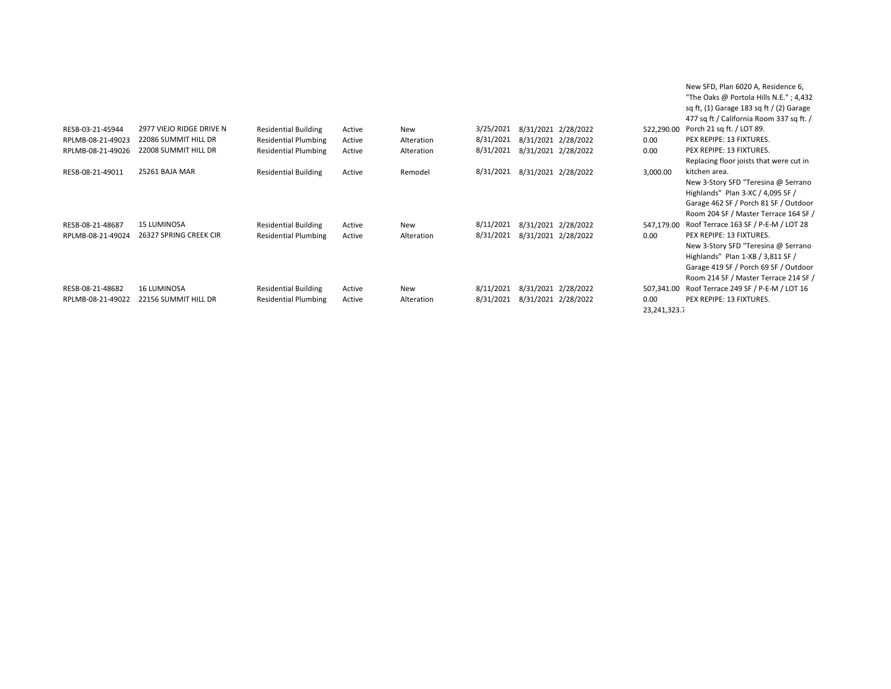| | | | | | | | | | |
|---|---|---|---|---|---|---|---|---|---|
| RESB-03-21-45944 | 2977 VIEJO RIDGE DRIVE N | Residential Building | Active | New | 3/25/2021 | 8/31/2021 | 2/28/2022 | 522,290.00 | New SFD, Plan 6020 A, Residence 6, "The Oaks @ Portola Hills N.E." ; 4,432 sq ft, (1) Garage 183 sq ft / (2) Garage 477 sq ft / California Room 337 sq ft. / Porch 21 sq ft. / LOT 89. |
| RPLMB-08-21-49023 | 22086 SUMMIT HILL DR | Residential Plumbing | Active | Alteration | 8/31/2021 | 8/31/2021 | 2/28/2022 | 0.00 | PEX REPIPE: 13 FIXTURES. |
| RPLMB-08-21-49026 | 22008 SUMMIT HILL DR | Residential Plumbing | Active | Alteration | 8/31/2021 | 8/31/2021 | 2/28/2022 | 0.00 | PEX REPIPE: 13 FIXTURES. |
| RESB-08-21-49011 | 25261 BAJA MAR | Residential Building | Active | Remodel | 8/31/2021 | 8/31/2021 | 2/28/2022 | 3,000.00 | Replacing floor joists that were cut in kitchen area. |
| RESB-08-21-48687 | 15 LUMINOSA | Residential Building | Active | New | 8/11/2021 | 8/31/2021 | 2/28/2022 | 547,179.00 | New 3-Story SFD "Teresina @ Serrano Highlands" Plan 3-XC / 4,095 SF / Garage 462 SF / Porch 81 SF / Outdoor Room 204 SF / Master Terrace 164 SF / Roof Terrace 163 SF / P-E-M / LOT 28 |
| RPLMB-08-21-49024 | 26327 SPRING CREEK CIR | Residential Plumbing | Active | Alteration | 8/31/2021 | 8/31/2021 | 2/28/2022 | 0.00 | PEX REPIPE: 13 FIXTURES. |
| RESB-08-21-48682 | 16 LUMINOSA | Residential Building | Active | New | 8/11/2021 | 8/31/2021 | 2/28/2022 | 507,341.00 | New 3-Story SFD "Teresina @ Serrano Highlands" Plan 1-XB / 3,811 SF / Garage 419 SF / Porch 69 SF / Outdoor Room 214 SF / Master Terrace 214 SF / Roof Terrace 249 SF / P-E-M / LOT 16 |
| RPLMB-08-21-49022 | 22156 SUMMIT HILL DR | Residential Plumbing | Active | Alteration | 8/31/2021 | 8/31/2021 | 2/28/2022 | 0.00 | PEX REPIPE: 13 FIXTURES. |
| | | | | | | | | 23,241,323.7 | |